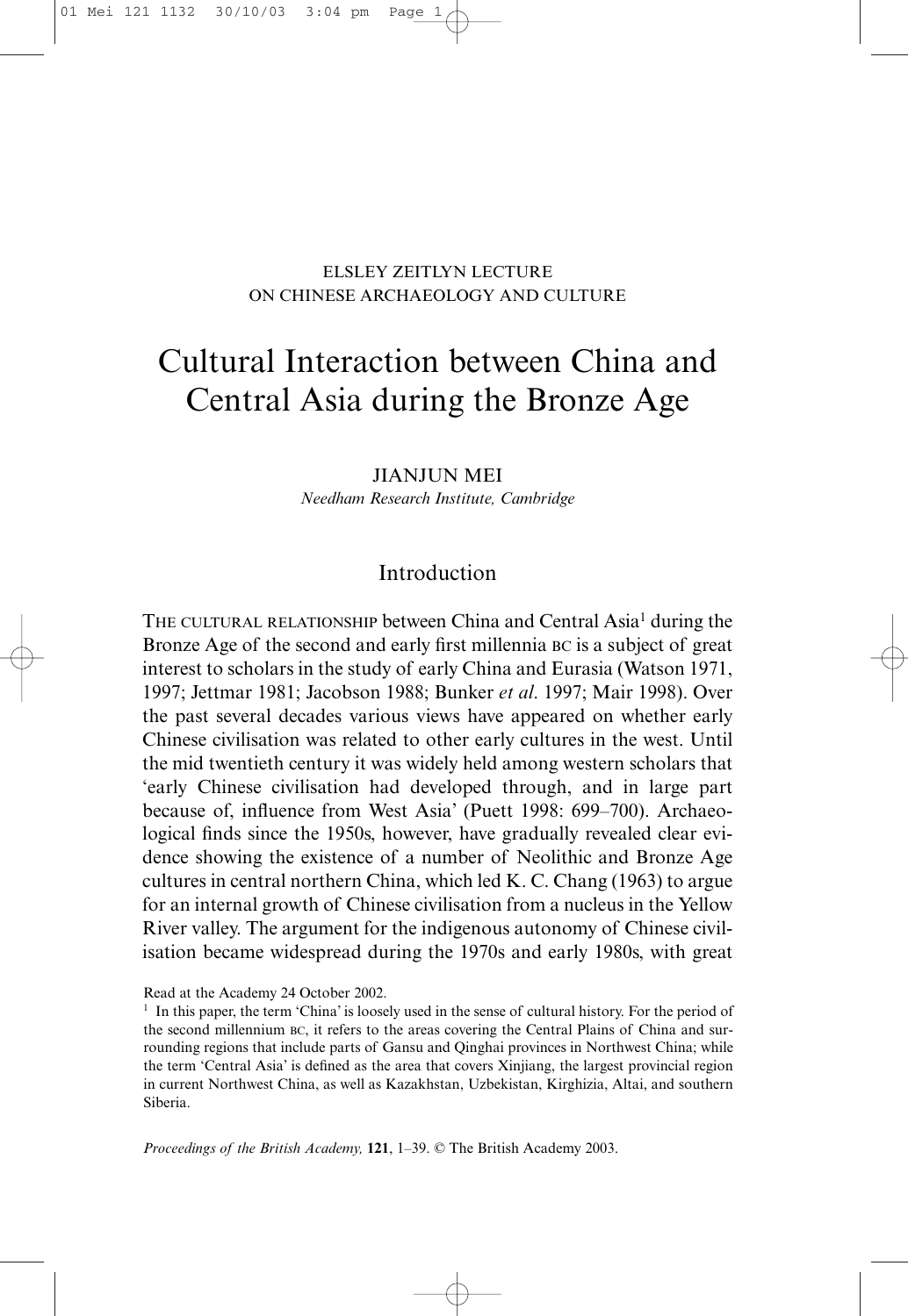ELSLEY ZEITLYN LECTURE
ON CHINESE ARCHAEOLOGY AND CULTURE

# Cultural Interaction between China and Central Asia during the Bronze Age

JIANJUN MEI

*Needham Research Institute, Cambridge*

## Introduction

THE CULTURAL RELATIONSHIP between China and Central Asia[1] during the Bronze Age of the second and early first millennia BC is a subject of great interest to scholars in the study of early China and Eurasia (Watson 1971, 1997; Jettmar 1981; Jacobson 1988; Bunker *et al*. 1997; Mair 1998). Over the past several decades various views have appeared on whether early Chinese civilisation was related to other early cultures in the west. Until the mid twentieth century it was widely held among western scholars that 'early Chinese civilisation had developed through, and in large part because of, influence from West Asia' (Puett 1998: 699–700). Archaeological finds since the 1950s, however, have gradually revealed clear evidence showing the existence of a number of Neolithic and Bronze Age cultures in central northern China, which led K. C. Chang (1963) to argue for an internal growth of Chinese civilisation from a nucleus in the Yellow River valley. The argument for the indigenous autonomy of Chinese civilisation became widespread during the 1970s and early 1980s, with great

Read at the Academy 24 October 2002.

[1] In this paper, the term 'China' is loosely used in the sense of cultural history. For the period of the second millennium BC, it refers to the areas covering the Central Plains of China and surrounding regions that include parts of Gansu and Qinghai provinces in Northwest China; while the term 'Central Asia' is defined as the area that covers Xinjiang, the largest provincial region in current Northwest China, as well as Kazakhstan, Uzbekistan, Kirghizia, Altai, and southern Siberia.

*Proceedings of the British Academy,* **121**, 1–39. © The British Academy 2003.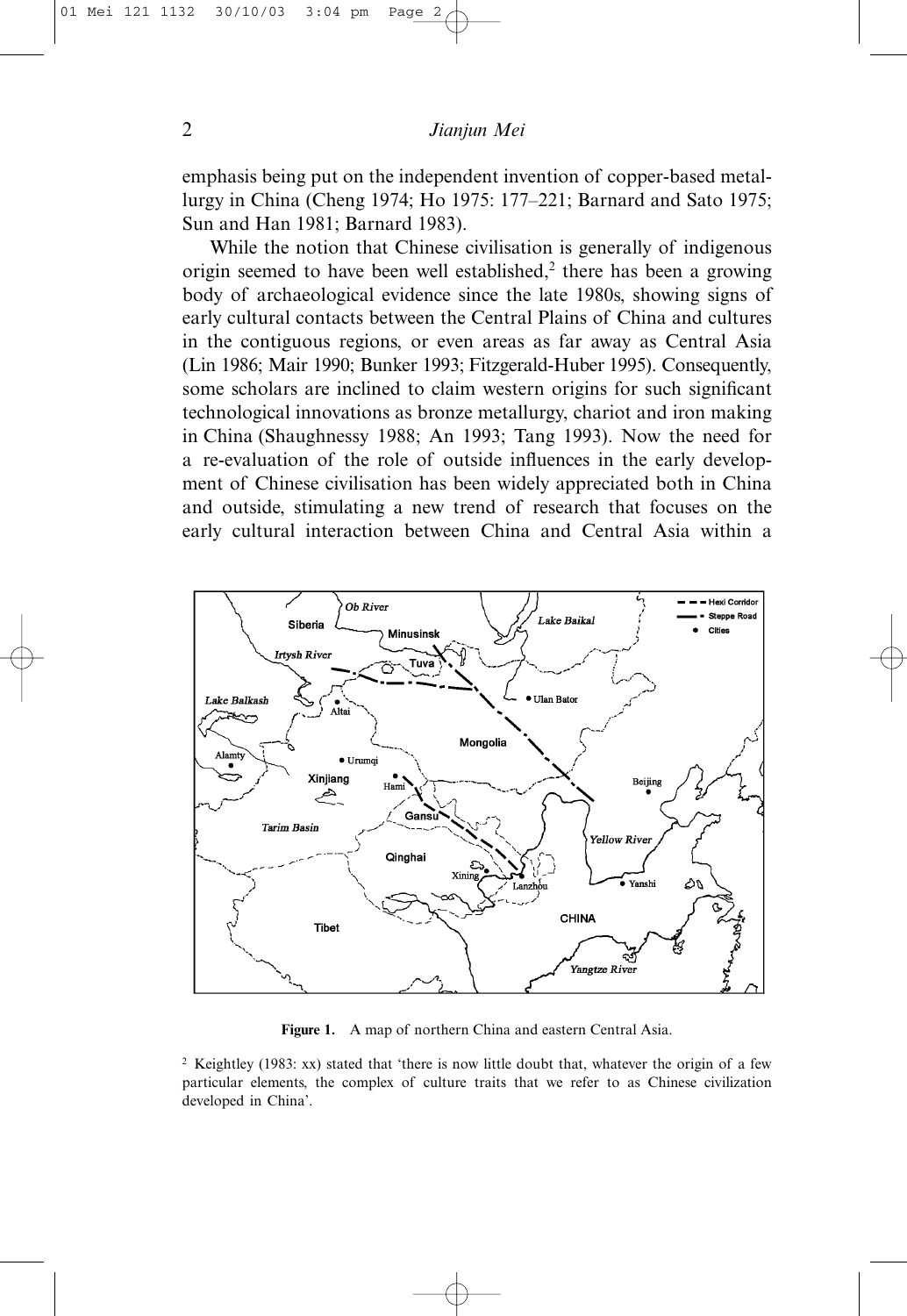emphasis being put on the independent invention of copper-based metallurgy in China (Cheng 1974; Ho 1975: 177–221; Barnard and Sato 1975; Sun and Han 1981; Barnard 1983).

While the notion that Chinese civilisation is generally of indigenous origin seemed to have been well established,[2] there has been a growing body of archaeological evidence since the late 1980s, showing signs of early cultural contacts between the Central Plains of China and cultures in the contiguous regions, or even areas as far away as Central Asia (Lin 1986; Mair 1990; Bunker 1993; Fitzgerald-Huber 1995). Consequently, some scholars are inclined to claim western origins for such significant technological innovations as bronze metallurgy, chariot and iron making in China (Shaughnessy 1988; An 1993; Tang 1993). Now the need for a re-evaluation of the role of outside influences in the early development of Chinese civilisation has been widely appreciated both in China and outside, stimulating a new trend of research that focuses on the early cultural interaction between China and Central Asia within a

**Figure 1.** A map of northern China and eastern Central Asia.

[2] Keightley (1983: xx) stated that 'there is now little doubt that, whatever the origin of a few particular elements, the complex of culture traits that we refer to as Chinese civilization developed in China'.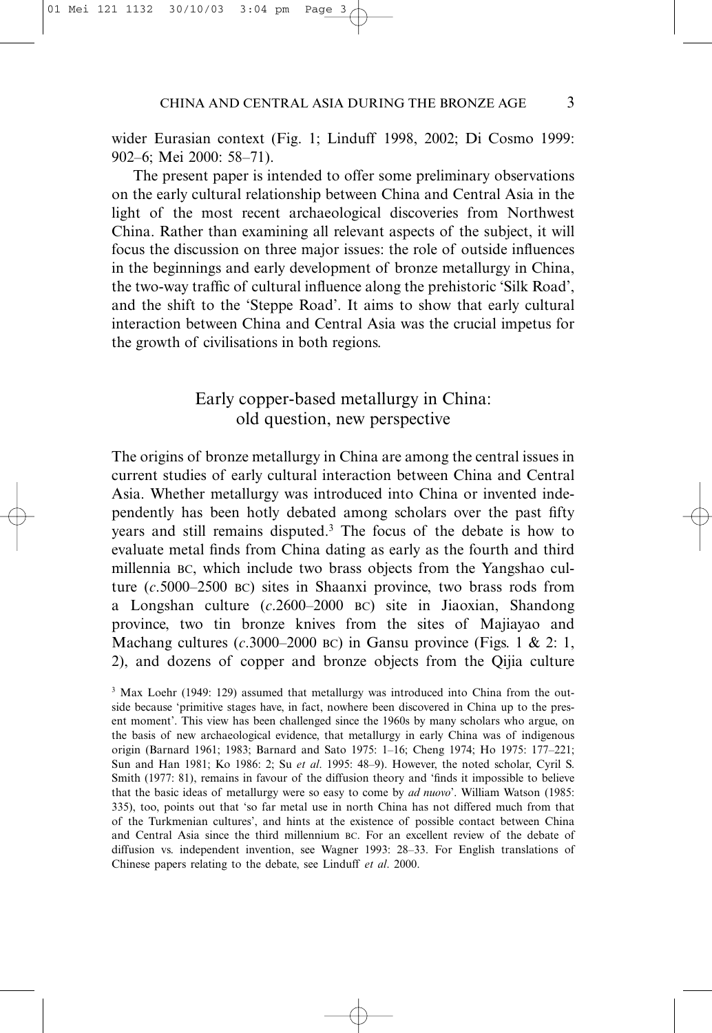wider Eurasian context (Fig. 1; Linduff 1998, 2002; Di Cosmo 1999: 902–6; Mei 2000: 58–71).

The present paper is intended to offer some preliminary observations on the early cultural relationship between China and Central Asia in the light of the most recent archaeological discoveries from Northwest China. Rather than examining all relevant aspects of the subject, it will focus the discussion on three major issues: the role of outside influences in the beginnings and early development of bronze metallurgy in China, the two-way traffic of cultural influence along the prehistoric 'Silk Road', and the shift to the 'Steppe Road'. It aims to show that early cultural interaction between China and Central Asia was the crucial impetus for the growth of civilisations in both regions.

## Early copper-based metallurgy in China: old question, new perspective

The origins of bronze metallurgy in China are among the central issues in current studies of early cultural interaction between China and Central Asia. Whether metallurgy was introduced into China or invented independently has been hotly debated among scholars over the past fifty years and still remains disputed.[3] The focus of the debate is how to evaluate metal finds from China dating as early as the fourth and third millennia BC, which include two brass objects from the Yangshao culture (*c.*5000–2500 BC) sites in Shaanxi province, two brass rods from a Longshan culture (*c.*2600–2000 BC) site in Jiaoxian, Shandong province, two tin bronze knives from the sites of Majiayao and Machang cultures (*c.*3000–2000 BC) in Gansu province (Figs. 1 & 2: 1, 2), and dozens of copper and bronze objects from the Qijia culture

[3] Max Loehr (1949: 129) assumed that metallurgy was introduced into China from the outside because 'primitive stages have, in fact, nowhere been discovered in China up to the present moment'. This view has been challenged since the 1960s by many scholars who argue, on the basis of new archaeological evidence, that metallurgy in early China was of indigenous origin (Barnard 1961; 1983; Barnard and Sato 1975: 1–16; Cheng 1974; Ho 1975: 177–221; Sun and Han 1981; Ko 1986: 2; Su *et al*. 1995: 48–9). However, the noted scholar, Cyril S. Smith (1977: 81), remains in favour of the diffusion theory and 'finds it impossible to believe that the basic ideas of metallurgy were so easy to come by *ad nuovo*'. William Watson (1985: 335), too, points out that 'so far metal use in north China has not differed much from that of the Turkmenian cultures', and hints at the existence of possible contact between China and Central Asia since the third millennium BC. For an excellent review of the debate of diffusion vs. independent invention, see Wagner 1993: 28–33. For English translations of Chinese papers relating to the debate, see Linduff *et al*. 2000.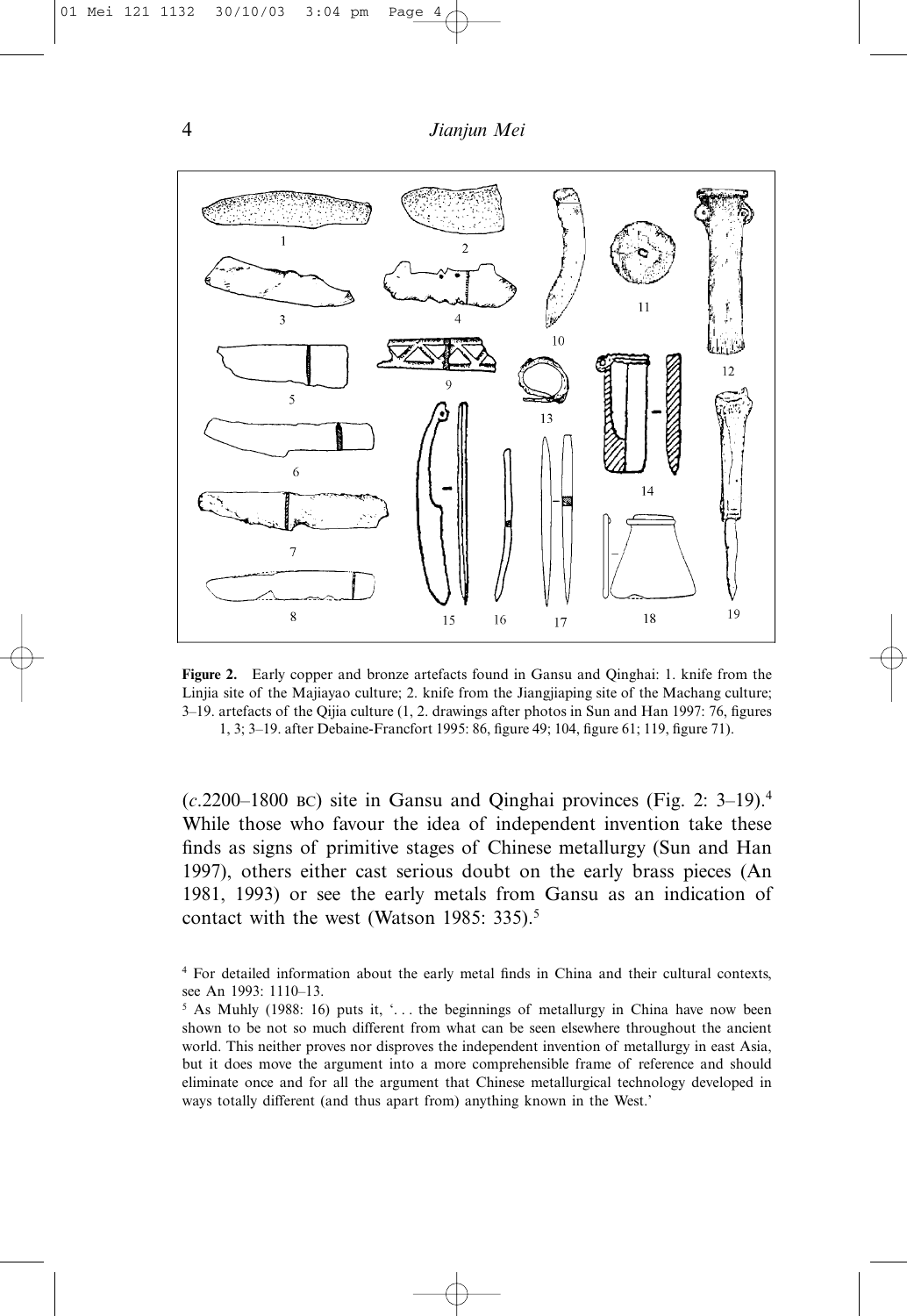**Figure 2.** Early copper and bronze artefacts found in Gansu and Qinghai: 1. knife from the Linjia site of the Majiayao culture; 2. knife from the Jiangjiaping site of the Machang culture; 3–19. artefacts of the Qijia culture (1, 2. drawings after photos in Sun and Han 1997: 76, figures 1, 3; 3–19. after Debaine-Francfort 1995: 86, figure 49; 104, figure 61; 119, figure 71).

(*c*.2200–1800 BC) site in Gansu and Qinghai provinces (Fig. 2: 3–19).[4] While those who favour the idea of independent invention take these finds as signs of primitive stages of Chinese metallurgy (Sun and Han 1997), others either cast serious doubt on the early brass pieces (An 1981, 1993) or see the early metals from Gansu as an indication of contact with the west (Watson 1985: 335).[5]

[4] For detailed information about the early metal finds in China and their cultural contexts, see An 1993: 1110–13.

[5] As Muhly (1988: 16) puts it, '. . . the beginnings of metallurgy in China have now been shown to be not so much different from what can be seen elsewhere throughout the ancient world. This neither proves nor disproves the independent invention of metallurgy in east Asia, but it does move the argument into a more comprehensible frame of reference and should eliminate once and for all the argument that Chinese metallurgical technology developed in ways totally different (and thus apart from) anything known in the West.'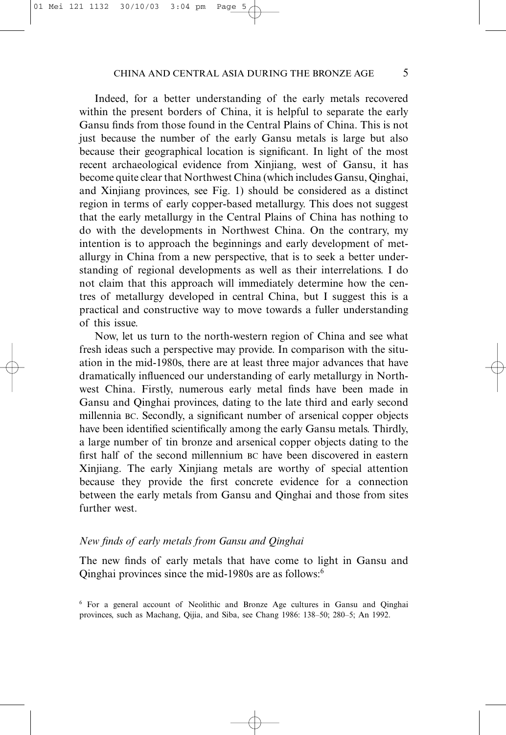Indeed, for a better understanding of the early metals recovered within the present borders of China, it is helpful to separate the early Gansu finds from those found in the Central Plains of China. This is not just because the number of the early Gansu metals is large but also because their geographical location is significant. In light of the most recent archaeological evidence from Xinjiang, west of Gansu, it has become quite clear that Northwest China (which includes Gansu, Qinghai, and Xinjiang provinces, see Fig. 1) should be considered as a distinct region in terms of early copper-based metallurgy. This does not suggest that the early metallurgy in the Central Plains of China has nothing to do with the developments in Northwest China. On the contrary, my intention is to approach the beginnings and early development of metallurgy in China from a new perspective, that is to seek a better understanding of regional developments as well as their interrelations. I do not claim that this approach will immediately determine how the centres of metallurgy developed in central China, but I suggest this is a practical and constructive way to move towards a fuller understanding of this issue.

Now, let us turn to the north-western region of China and see what fresh ideas such a perspective may provide. In comparison with the situation in the mid-1980s, there are at least three major advances that have dramatically influenced our understanding of early metallurgy in Northwest China. Firstly, numerous early metal finds have been made in Gansu and Qinghai provinces, dating to the late third and early second millennia BC. Secondly, a significant number of arsenical copper objects have been identified scientifically among the early Gansu metals. Thirdly, a large number of tin bronze and arsenical copper objects dating to the first half of the second millennium BC have been discovered in eastern Xinjiang. The early Xinjiang metals are worthy of special attention because they provide the first concrete evidence for a connection between the early metals from Gansu and Qinghai and those from sites further west.

### *New finds of early metals from Gansu and Qinghai*

The new finds of early metals that have come to light in Gansu and Qinghai provinces since the mid-1980s are as follows:[6]

[6] For a general account of Neolithic and Bronze Age cultures in Gansu and Qinghai provinces, such as Machang, Qijia, and Siba, see Chang 1986: 138–50; 280–5; An 1992.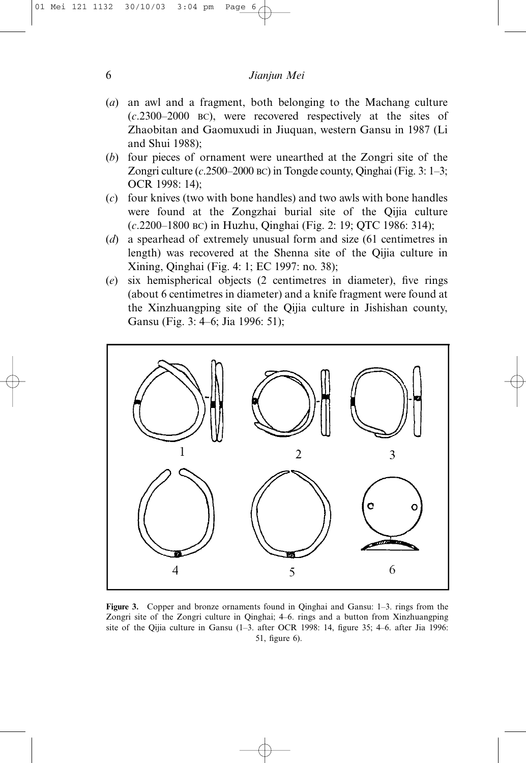(*a*) an awl and a fragment, both belonging to the Machang culture (*c*.2300–2000 BC), were recovered respectively at the sites of Zhaobitan and Gaomuxudi in Jiuquan, western Gansu in 1987 (Li and Shui 1988);

(*b*) four pieces of ornament were unearthed at the Zongri site of the Zongri culture (*c*.2500–2000 BC) in Tongde county, Qinghai (Fig. 3: 1–3; OCR 1998: 14);

(*c*) four knives (two with bone handles) and two awls with bone handles were found at the Zongzhai burial site of the Qijia culture (*c*.2200–1800 BC) in Huzhu, Qinghai (Fig. 2: 19; QTC 1986: 314);

(*d*) a spearhead of extremely unusual form and size (61 centimetres in length) was recovered at the Shenna site of the Qijia culture in Xining, Qinghai (Fig. 4: 1; EC 1997: no. 38);

(*e*) six hemispherical objects (2 centimetres in diameter), five rings (about 6 centimetres in diameter) and a knife fragment were found at the Xinzhuangping site of the Qijia culture in Jishishan county, Gansu (Fig. 3: 4–6; Jia 1996: 51);

**Figure 3.** Copper and bronze ornaments found in Qinghai and Gansu: 1–3. rings from the Zongri site of the Zongri culture in Qinghai; 4–6. rings and a button from Xinzhuangping site of the Qijia culture in Gansu (1–3. after OCR 1998: 14, figure 35; 4–6. after Jia 1996: 51, figure 6).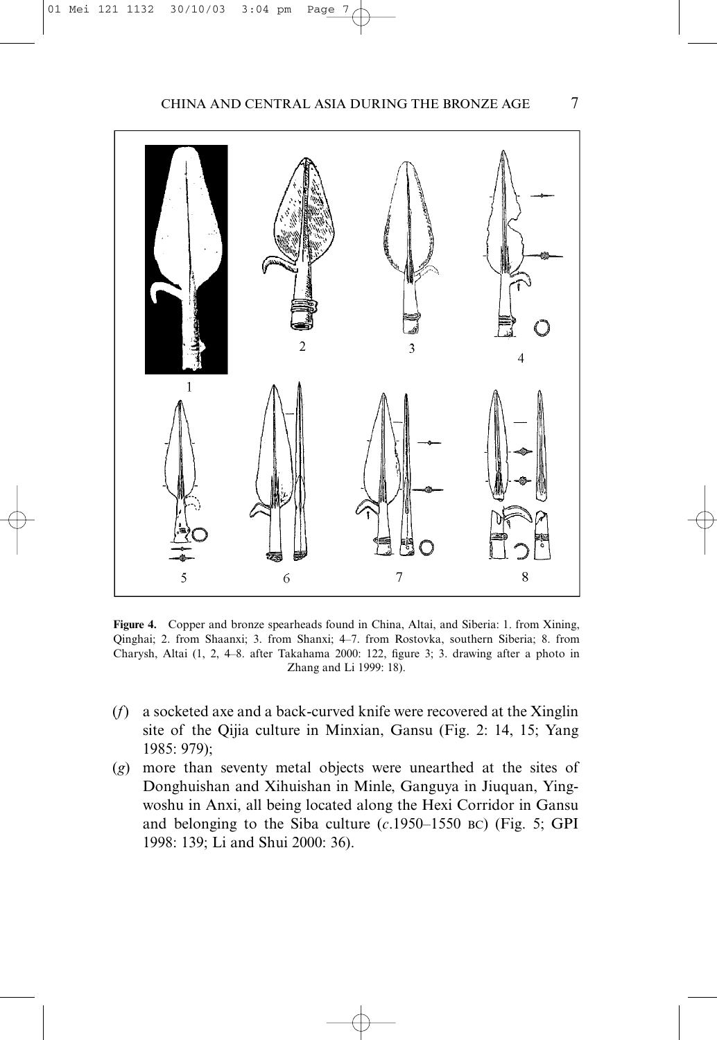**Figure 4.** Copper and bronze spearheads found in China, Altai, and Siberia: 1. from Xining, Qinghai; 2. from Shaanxi; 3. from Shanxi; 4–7. from Rostovka, southern Siberia; 8. from Charysh, Altai (1, 2, 4–8. after Takahama 2000: 122, figure 3; 3. drawing after a photo in Zhang and Li 1999: 18).

(*f*) a socketed axe and a back-curved knife were recovered at the Xinglin site of the Qijia culture in Minxian, Gansu (Fig. 2: 14, 15; Yang 1985: 979);

(*g*) more than seventy metal objects were unearthed at the sites of Donghuishan and Xihuishan in Minle, Ganguya in Jiuquan, Yingwoshu in Anxi, all being located along the Hexi Corridor in Gansu and belonging to the Siba culture (*c*.1950–1550 BC) (Fig. 5; GPI 1998: 139; Li and Shui 2000: 36).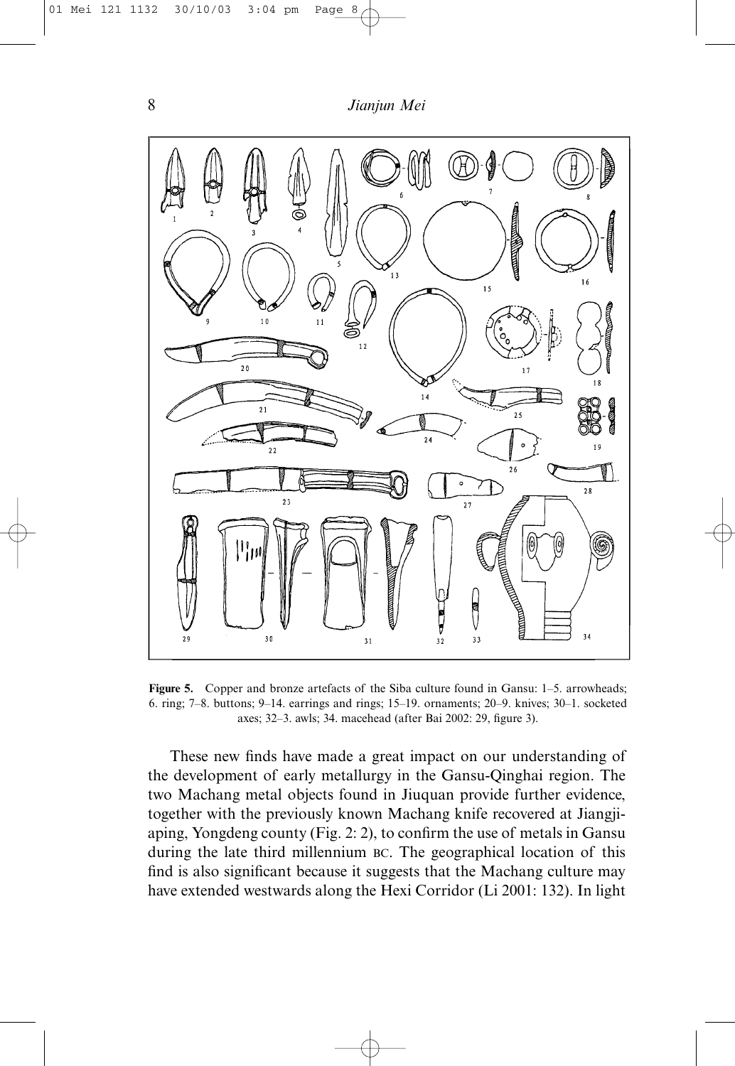**Figure 5.** Copper and bronze artefacts of the Siba culture found in Gansu: 1–5. arrowheads; 6. ring; 7–8. buttons; 9–14. earrings and rings; 15–19. ornaments; 20–9. knives; 30–1. socketed axes; 32–3. awls; 34. macehead (after Bai 2002: 29, figure 3).

These new finds have made a great impact on our understanding of the development of early metallurgy in the Gansu-Qinghai region. The two Machang metal objects found in Jiuquan provide further evidence, together with the previously known Machang knife recovered at Jiangjiaping, Yongdeng county (Fig. 2: 2), to confirm the use of metals in Gansu during the late third millennium BC. The geographical location of this find is also significant because it suggests that the Machang culture may have extended westwards along the Hexi Corridor (Li 2001: 132). In light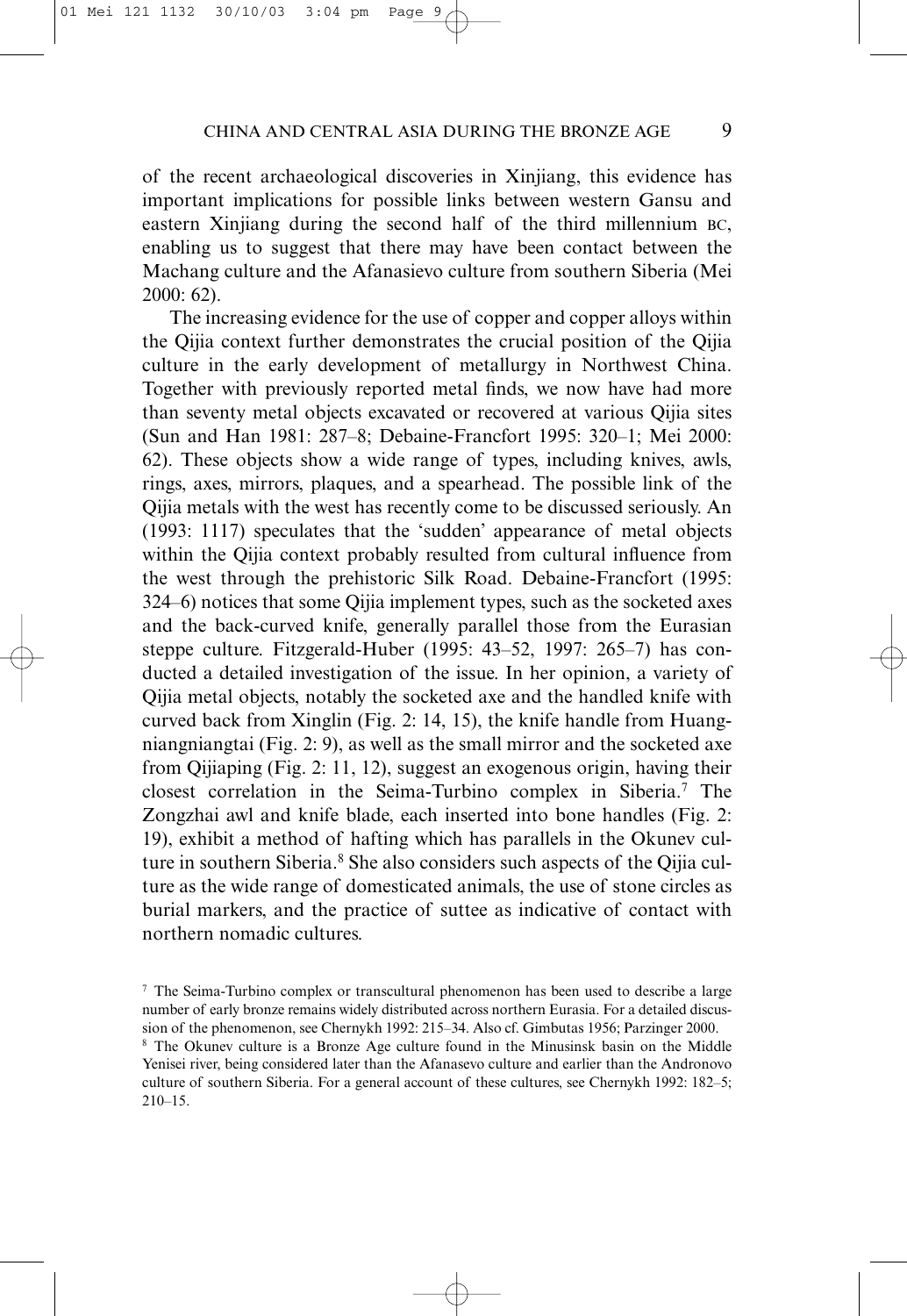of the recent archaeological discoveries in Xinjiang, this evidence has important implications for possible links between western Gansu and eastern Xinjiang during the second half of the third millennium BC, enabling us to suggest that there may have been contact between the Machang culture and the Afanasievo culture from southern Siberia (Mei 2000: 62).

The increasing evidence for the use of copper and copper alloys within the Qijia context further demonstrates the crucial position of the Qijia culture in the early development of metallurgy in Northwest China. Together with previously reported metal finds, we now have had more than seventy metal objects excavated or recovered at various Qijia sites (Sun and Han 1981: 287–8; Debaine-Francfort 1995: 320–1; Mei 2000: 62). These objects show a wide range of types, including knives, awls, rings, axes, mirrors, plaques, and a spearhead. The possible link of the Qijia metals with the west has recently come to be discussed seriously. An (1993: 1117) speculates that the 'sudden' appearance of metal objects within the Qijia context probably resulted from cultural influence from the west through the prehistoric Silk Road. Debaine-Francfort (1995: 324–6) notices that some Qijia implement types, such as the socketed axes and the back-curved knife, generally parallel those from the Eurasian steppe culture. Fitzgerald-Huber (1995: 43–52, 1997: 265–7) has conducted a detailed investigation of the issue. In her opinion, a variety of Qijia metal objects, notably the socketed axe and the handled knife with curved back from Xinglin (Fig. 2: 14, 15), the knife handle from Huangniangniangtai (Fig. 2: 9), as well as the small mirror and the socketed axe from Qijiaping (Fig. 2: 11, 12), suggest an exogenous origin, having their closest correlation in the Seima-Turbino complex in Siberia.[7] The Zongzhai awl and knife blade, each inserted into bone handles (Fig. 2: 19), exhibit a method of hafting which has parallels in the Okunev culture in southern Siberia.[8] She also considers such aspects of the Qijia culture as the wide range of domesticated animals, the use of stone circles as burial markers, and the practice of suttee as indicative of contact with northern nomadic cultures.

[7] The Seima-Turbino complex or transcultural phenomenon has been used to describe a large number of early bronze remains widely distributed across northern Eurasia. For a detailed discussion of the phenomenon, see Chernykh 1992: 215–34. Also cf. Gimbutas 1956; Parzinger 2000.

[8] The Okunev culture is a Bronze Age culture found in the Minusinsk basin on the Middle Yenisei river, being considered later than the Afanasevo culture and earlier than the Andronovo culture of southern Siberia. For a general account of these cultures, see Chernykh 1992: 182–5; 210–15.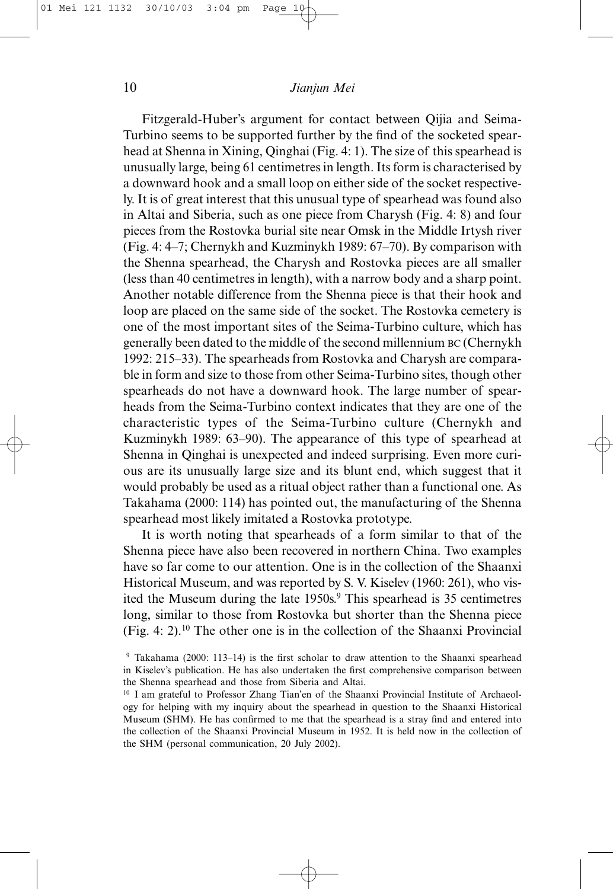Fitzgerald-Huber's argument for contact between Qijia and Seima-Turbino seems to be supported further by the find of the socketed spearhead at Shenna in Xining, Qinghai (Fig. 4: 1). The size of this spearhead is unusually large, being 61 centimetres in length. Its form is characterised by a downward hook and a small loop on either side of the socket respectively. It is of great interest that this unusual type of spearhead was found also in Altai and Siberia, such as one piece from Charysh (Fig. 4: 8) and four pieces from the Rostovka burial site near Omsk in the Middle Irtysh river (Fig. 4: 4–7; Chernykh and Kuzminykh 1989: 67–70). By comparison with the Shenna spearhead, the Charysh and Rostovka pieces are all smaller (less than 40 centimetres in length), with a narrow body and a sharp point. Another notable difference from the Shenna piece is that their hook and loop are placed on the same side of the socket. The Rostovka cemetery is one of the most important sites of the Seima-Turbino culture, which has generally been dated to the middle of the second millennium BC (Chernykh 1992: 215–33). The spearheads from Rostovka and Charysh are comparable in form and size to those from other Seima-Turbino sites, though other spearheads do not have a downward hook. The large number of spearheads from the Seima-Turbino context indicates that they are one of the characteristic types of the Seima-Turbino culture (Chernykh and Kuzminykh 1989: 63–90). The appearance of this type of spearhead at Shenna in Qinghai is unexpected and indeed surprising. Even more curious are its unusually large size and its blunt end, which suggest that it would probably be used as a ritual object rather than a functional one. As Takahama (2000: 114) has pointed out, the manufacturing of the Shenna spearhead most likely imitated a Rostovka prototype.

It is worth noting that spearheads of a form similar to that of the Shenna piece have also been recovered in northern China. Two examples have so far come to our attention. One is in the collection of the Shaanxi Historical Museum, and was reported by S. V. Kiselev (1960: 261), who visited the Museum during the late 1950s.[9] This spearhead is 35 centimetres long, similar to those from Rostovka but shorter than the Shenna piece (Fig. 4: 2).[10] The other one is in the collection of the Shaanxi Provincial

[9] Takahama (2000: 113–14) is the first scholar to draw attention to the Shaanxi spearhead in Kiselev's publication. He has also undertaken the first comprehensive comparison between the Shenna spearhead and those from Siberia and Altai.

[10] I am grateful to Professor Zhang Tian'en of the Shaanxi Provincial Institute of Archaeology for helping with my inquiry about the spearhead in question to the Shaanxi Historical Museum (SHM). He has confirmed to me that the spearhead is a stray find and entered into the collection of the Shaanxi Provincial Museum in 1952. It is held now in the collection of the SHM (personal communication, 20 July 2002).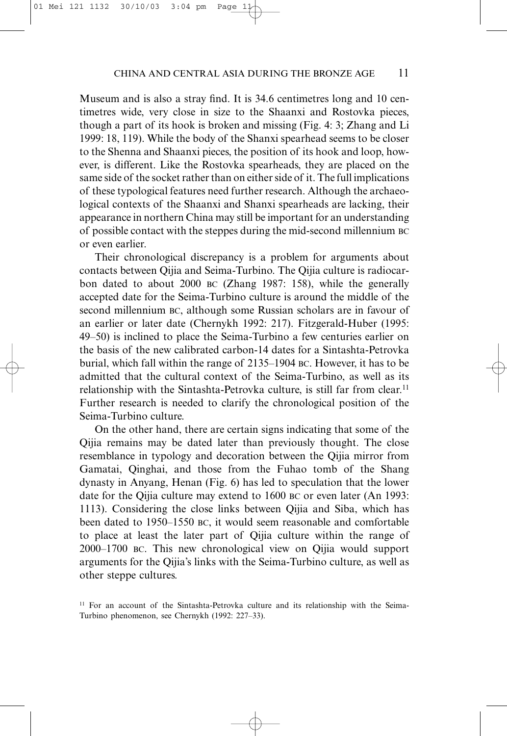Museum and is also a stray find. It is 34.6 centimetres long and 10 centimetres wide, very close in size to the Shaanxi and Rostovka pieces, though a part of its hook is broken and missing (Fig. 4: 3; Zhang and Li 1999: 18, 119). While the body of the Shanxi spearhead seems to be closer to the Shenna and Shaanxi pieces, the position of its hook and loop, however, is different. Like the Rostovka spearheads, they are placed on the same side of the socket rather than on either side of it. The full implications of these typological features need further research. Although the archaeological contexts of the Shaanxi and Shanxi spearheads are lacking, their appearance in northern China may still be important for an understanding of possible contact with the steppes during the mid-second millennium BC or even earlier.

Their chronological discrepancy is a problem for arguments about contacts between Qijia and Seima-Turbino. The Qijia culture is radiocarbon dated to about 2000 BC (Zhang 1987: 158), while the generally accepted date for the Seima-Turbino culture is around the middle of the second millennium BC, although some Russian scholars are in favour of an earlier or later date (Chernykh 1992: 217). Fitzgerald-Huber (1995: 49–50) is inclined to place the Seima-Turbino a few centuries earlier on the basis of the new calibrated carbon-14 dates for a Sintashta-Petrovka burial, which fall within the range of 2135–1904 BC. However, it has to be admitted that the cultural context of the Seima-Turbino, as well as its relationship with the Sintashta-Petrovka culture, is still far from clear.[11] Further research is needed to clarify the chronological position of the Seima-Turbino culture.

On the other hand, there are certain signs indicating that some of the Qijia remains may be dated later than previously thought. The close resemblance in typology and decoration between the Qijia mirror from Gamatai, Qinghai, and those from the Fuhao tomb of the Shang dynasty in Anyang, Henan (Fig. 6) has led to speculation that the lower date for the Qijia culture may extend to 1600 BC or even later (An 1993: 1113). Considering the close links between Qijia and Siba, which has been dated to 1950–1550 BC, it would seem reasonable and comfortable to place at least the later part of Qijia culture within the range of 2000–1700 BC. This new chronological view on Qijia would support arguments for the Qijia's links with the Seima-Turbino culture, as well as other steppe cultures.

[11] For an account of the Sintashta-Petrovka culture and its relationship with the Seima-Turbino phenomenon, see Chernykh (1992: 227–33).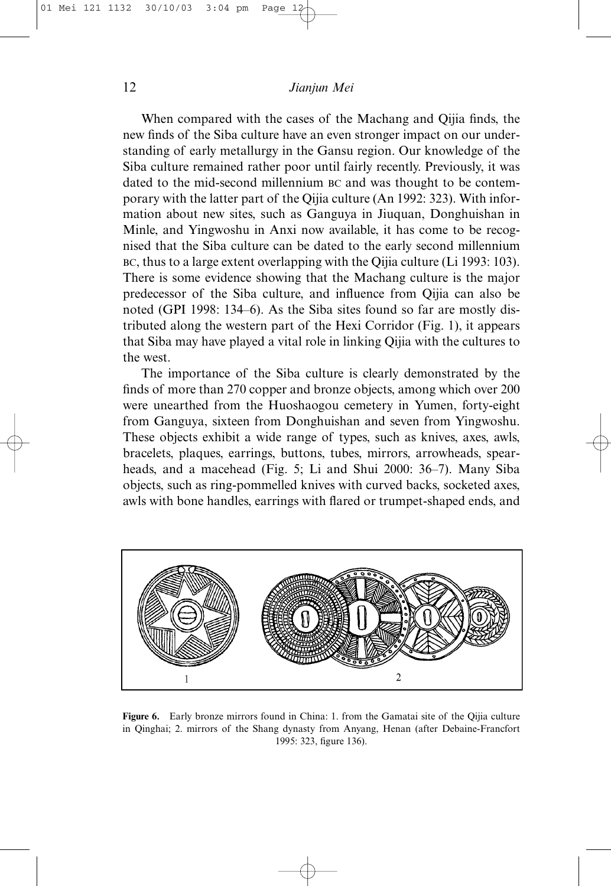When compared with the cases of the Machang and Qijia finds, the new finds of the Siba culture have an even stronger impact on our understanding of early metallurgy in the Gansu region. Our knowledge of the Siba culture remained rather poor until fairly recently. Previously, it was dated to the mid-second millennium BC and was thought to be contemporary with the latter part of the Qijia culture (An 1992: 323). With information about new sites, such as Ganguya in Jiuquan, Donghuishan in Minle, and Yingwoshu in Anxi now available, it has come to be recognised that the Siba culture can be dated to the early second millennium BC, thus to a large extent overlapping with the Qijia culture (Li 1993: 103). There is some evidence showing that the Machang culture is the major predecessor of the Siba culture, and influence from Qijia can also be noted (GPI 1998: 134–6). As the Siba sites found so far are mostly distributed along the western part of the Hexi Corridor (Fig. 1), it appears that Siba may have played a vital role in linking Qijia with the cultures to the west.

The importance of the Siba culture is clearly demonstrated by the finds of more than 270 copper and bronze objects, among which over 200 were unearthed from the Huoshaogou cemetery in Yumen, forty-eight from Ganguya, sixteen from Donghuishan and seven from Yingwoshu. These objects exhibit a wide range of types, such as knives, axes, awls, bracelets, plaques, earrings, buttons, tubes, mirrors, arrowheads, spearheads, and a macehead (Fig. 5; Li and Shui 2000: 36–7). Many Siba objects, such as ring-pommelled knives with curved backs, socketed axes, awls with bone handles, earrings with flared or trumpet-shaped ends, and

**Figure 6.** Early bronze mirrors found in China: 1. from the Gamatai site of the Qijia culture in Qinghai; 2. mirrors of the Shang dynasty from Anyang, Henan (after Debaine-Francfort 1995: 323, figure 136).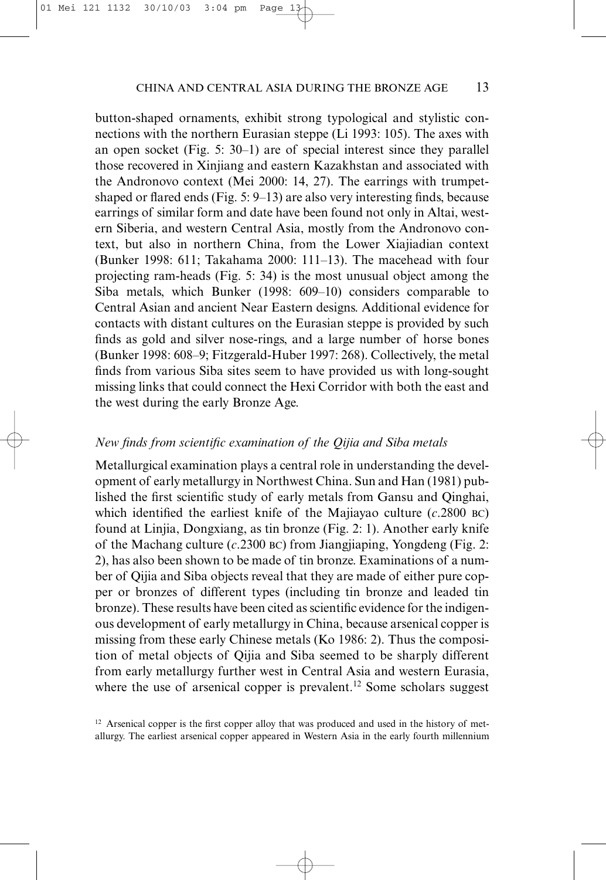button-shaped ornaments, exhibit strong typological and stylistic connections with the northern Eurasian steppe (Li 1993: 105). The axes with an open socket (Fig. 5: 30–1) are of special interest since they parallel those recovered in Xinjiang and eastern Kazakhstan and associated with the Andronovo context (Mei 2000: 14, 27). The earrings with trumpet-shaped or flared ends (Fig. 5: 9–13) are also very interesting finds, because earrings of similar form and date have been found not only in Altai, western Siberia, and western Central Asia, mostly from the Andronovo context, but also in northern China, from the Lower Xiajiadian context (Bunker 1998: 611; Takahama 2000: 111–13). The macehead with four projecting ram-heads (Fig. 5: 34) is the most unusual object among the Siba metals, which Bunker (1998: 609–10) considers comparable to Central Asian and ancient Near Eastern designs. Additional evidence for contacts with distant cultures on the Eurasian steppe is provided by such finds as gold and silver nose-rings, and a large number of horse bones (Bunker 1998: 608–9; Fitzgerald-Huber 1997: 268). Collectively, the metal finds from various Siba sites seem to have provided us with long-sought missing links that could connect the Hexi Corridor with both the east and the west during the early Bronze Age.

### *New finds from scientific examination of the Qijia and Siba metals*

Metallurgical examination plays a central role in understanding the development of early metallurgy in Northwest China. Sun and Han (1981) published the first scientific study of early metals from Gansu and Qinghai, which identified the earliest knife of the Majiayao culture (*c*.2800 BC) found at Linjia, Dongxiang, as tin bronze (Fig. 2: 1). Another early knife of the Machang culture (*c*.2300 BC) from Jiangjiaping, Yongdeng (Fig. 2: 2), has also been shown to be made of tin bronze. Examinations of a number of Qijia and Siba objects reveal that they are made of either pure copper or bronzes of different types (including tin bronze and leaded tin bronze). These results have been cited as scientific evidence for the indigenous development of early metallurgy in China, because arsenical copper is missing from these early Chinese metals (Ko 1986: 2). Thus the composition of metal objects of Qijia and Siba seemed to be sharply different from early metallurgy further west in Central Asia and western Eurasia, where the use of arsenical copper is prevalent.[12] Some scholars suggest

[12] Arsenical copper is the first copper alloy that was produced and used in the history of metallurgy. The earliest arsenical copper appeared in Western Asia in the early fourth millennium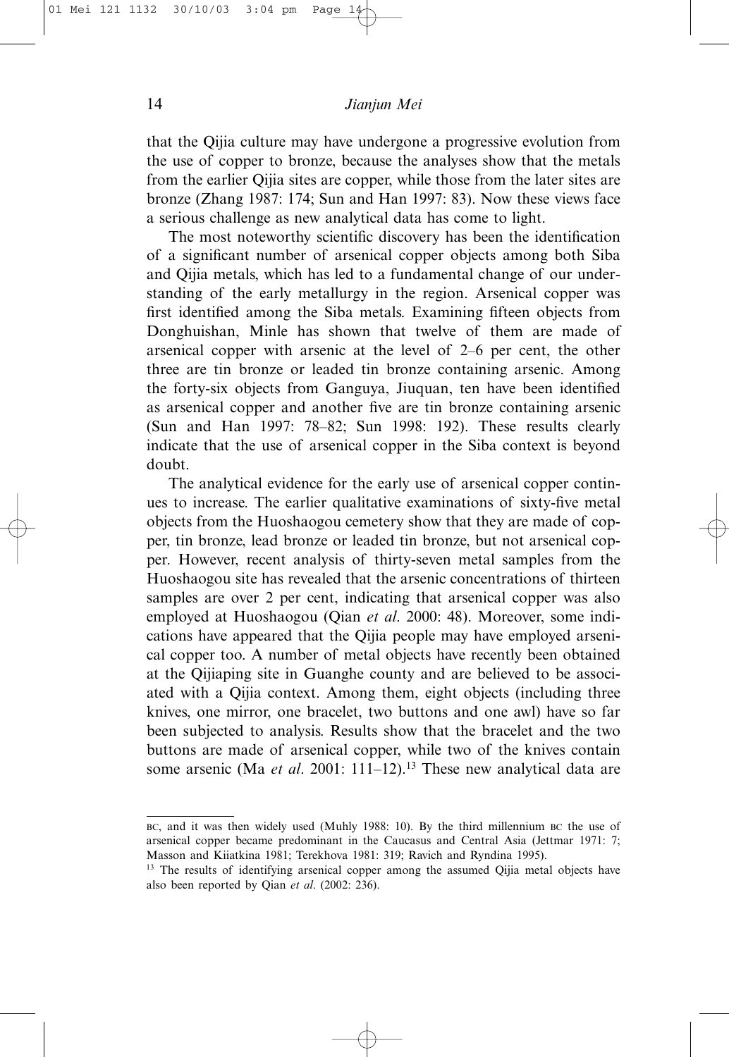that the Qijia culture may have undergone a progressive evolution from the use of copper to bronze, because the analyses show that the metals from the earlier Qijia sites are copper, while those from the later sites are bronze (Zhang 1987: 174; Sun and Han 1997: 83). Now these views face a serious challenge as new analytical data has come to light.

The most noteworthy scientific discovery has been the identification of a significant number of arsenical copper objects among both Siba and Qijia metals, which has led to a fundamental change of our understanding of the early metallurgy in the region. Arsenical copper was first identified among the Siba metals. Examining fifteen objects from Donghuishan, Minle has shown that twelve of them are made of arsenical copper with arsenic at the level of 2–6 per cent, the other three are tin bronze or leaded tin bronze containing arsenic. Among the forty-six objects from Ganguya, Jiuquan, ten have been identified as arsenical copper and another five are tin bronze containing arsenic (Sun and Han 1997: 78–82; Sun 1998: 192). These results clearly indicate that the use of arsenical copper in the Siba context is beyond doubt.

The analytical evidence for the early use of arsenical copper continues to increase. The earlier qualitative examinations of sixty-five metal objects from the Huoshaogou cemetery show that they are made of copper, tin bronze, lead bronze or leaded tin bronze, but not arsenical copper. However, recent analysis of thirty-seven metal samples from the Huoshaogou site has revealed that the arsenic concentrations of thirteen samples are over 2 per cent, indicating that arsenical copper was also employed at Huoshaogou (Qian *et al*. 2000: 48). Moreover, some indications have appeared that the Qijia people may have employed arsenical copper too. A number of metal objects have recently been obtained at the Qijiaping site in Guanghe county and are believed to be associated with a Qijia context. Among them, eight objects (including three knives, one mirror, one bracelet, two buttons and one awl) have so far been subjected to analysis. Results show that the bracelet and the two buttons are made of arsenical copper, while two of the knives contain some arsenic (Ma *et al*. 2001: 111–12).[13] These new analytical data are

---

BC, and it was then widely used (Muhly 1988: 10). By the third millennium BC the use of arsenical copper became predominant in the Caucasus and Central Asia (Jettmar 1971: 7; Masson and Kiiatkina 1981; Terekhova 1981: 319; Ravich and Ryndina 1995).

[13] The results of identifying arsenical copper among the assumed Qijia metal objects have also been reported by Qian *et al*. (2002: 236).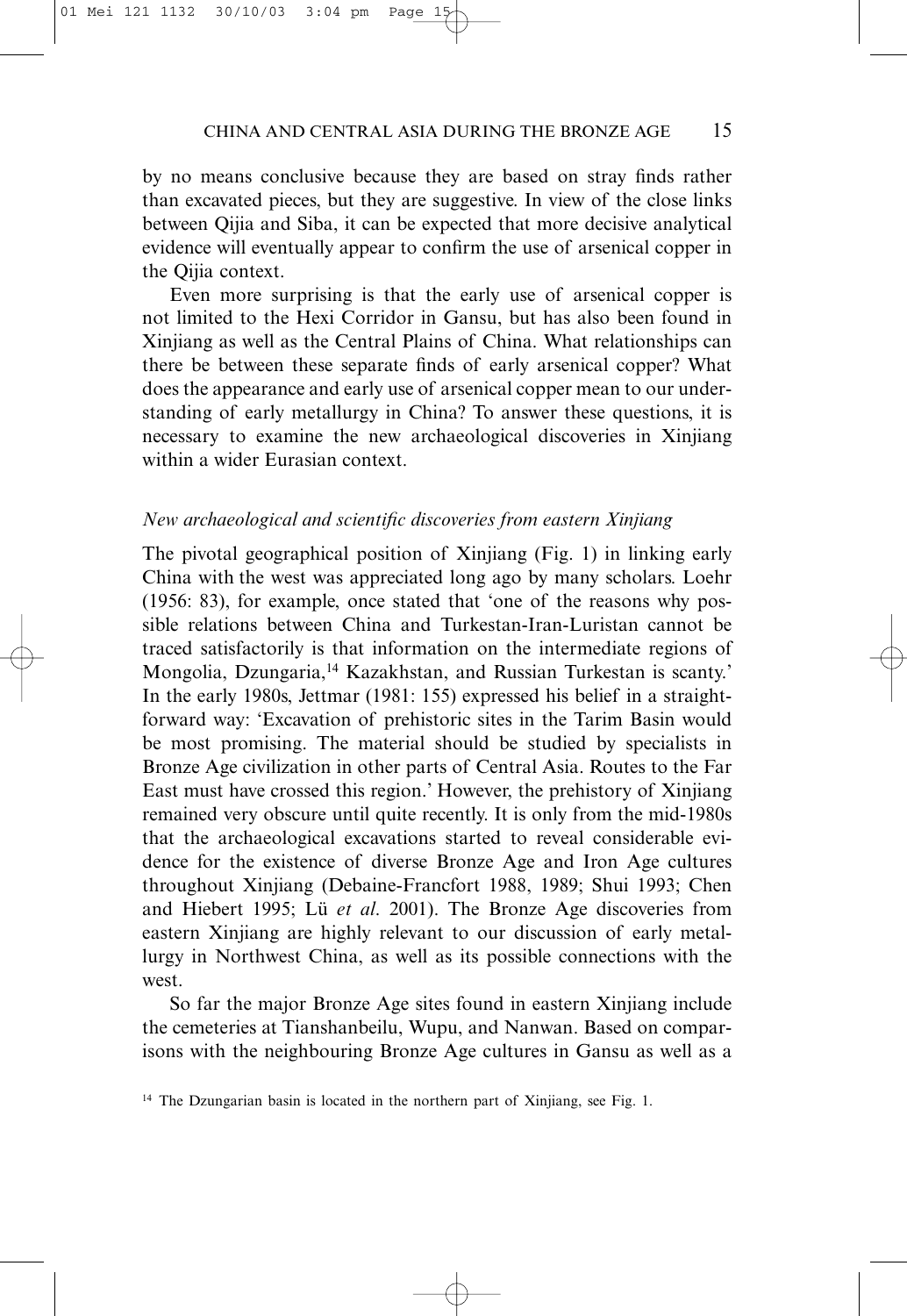by no means conclusive because they are based on stray finds rather than excavated pieces, but they are suggestive. In view of the close links between Qijia and Siba, it can be expected that more decisive analytical evidence will eventually appear to confirm the use of arsenical copper in the Qijia context.

Even more surprising is that the early use of arsenical copper is not limited to the Hexi Corridor in Gansu, but has also been found in Xinjiang as well as the Central Plains of China. What relationships can there be between these separate finds of early arsenical copper? What does the appearance and early use of arsenical copper mean to our understanding of early metallurgy in China? To answer these questions, it is necessary to examine the new archaeological discoveries in Xinjiang within a wider Eurasian context.

### *New archaeological and scientific discoveries from eastern Xinjiang*

The pivotal geographical position of Xinjiang (Fig. 1) in linking early China with the west was appreciated long ago by many scholars. Loehr (1956: 83), for example, once stated that 'one of the reasons why possible relations between China and Turkestan-Iran-Luristan cannot be traced satisfactorily is that information on the intermediate regions of Mongolia, Dzungaria,[14] Kazakhstan, and Russian Turkestan is scanty.' In the early 1980s, Jettmar (1981: 155) expressed his belief in a straightforward way: 'Excavation of prehistoric sites in the Tarim Basin would be most promising. The material should be studied by specialists in Bronze Age civilization in other parts of Central Asia. Routes to the Far East must have crossed this region.' However, the prehistory of Xinjiang remained very obscure until quite recently. It is only from the mid-1980s that the archaeological excavations started to reveal considerable evidence for the existence of diverse Bronze Age and Iron Age cultures throughout Xinjiang (Debaine-Francfort 1988, 1989; Shui 1993; Chen and Hiebert 1995; Lü *et al.* 2001). The Bronze Age discoveries from eastern Xinjiang are highly relevant to our discussion of early metallurgy in Northwest China, as well as its possible connections with the west.

So far the major Bronze Age sites found in eastern Xinjiang include the cemeteries at Tianshanbeilu, Wupu, and Nanwan. Based on comparisons with the neighbouring Bronze Age cultures in Gansu as well as a

[14] The Dzungarian basin is located in the northern part of Xinjiang, see Fig. 1.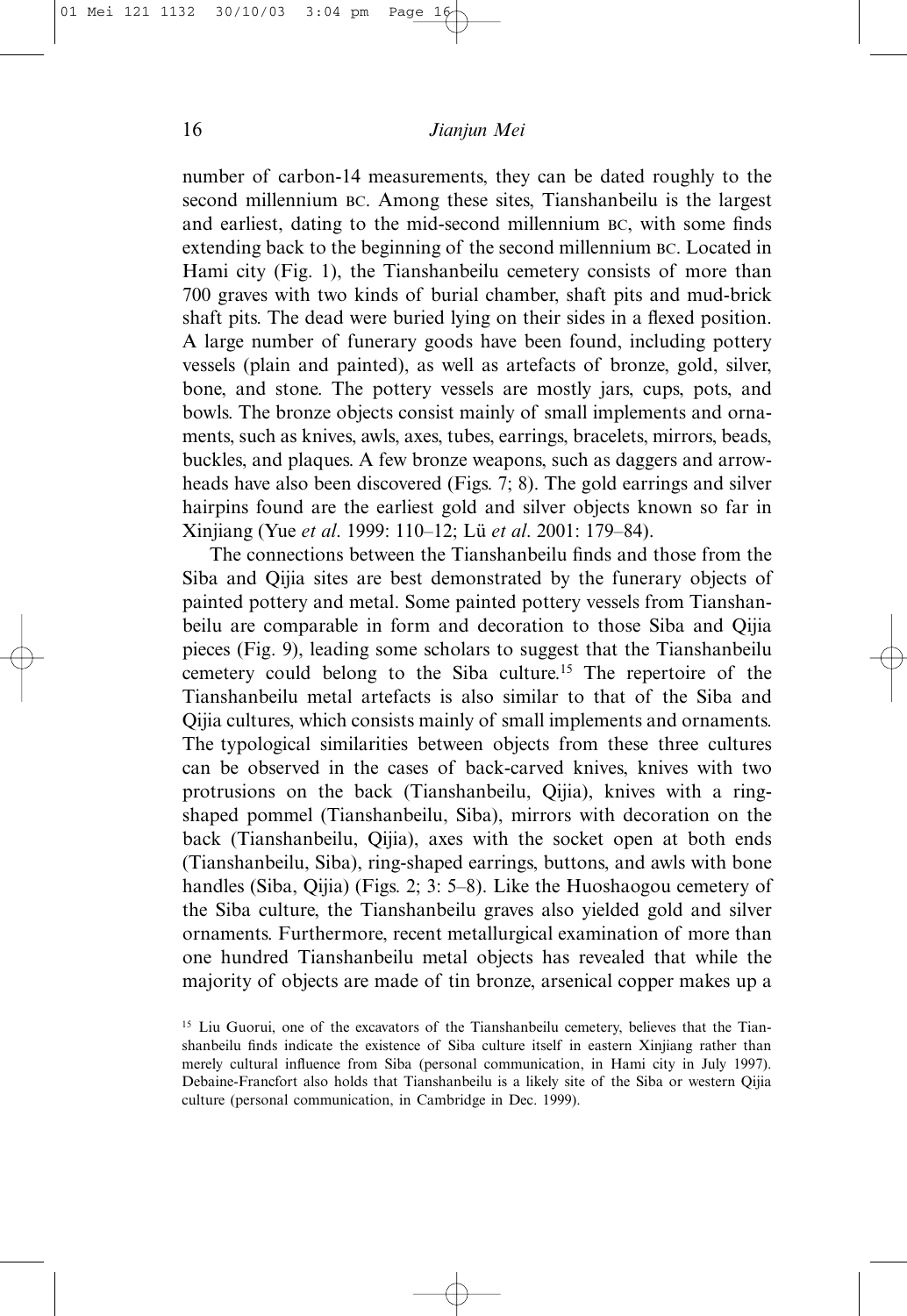number of carbon-14 measurements, they can be dated roughly to the second millennium BC. Among these sites, Tianshanbeilu is the largest and earliest, dating to the mid-second millennium BC, with some finds extending back to the beginning of the second millennium BC. Located in Hami city (Fig. 1), the Tianshanbeilu cemetery consists of more than 700 graves with two kinds of burial chamber, shaft pits and mud-brick shaft pits. The dead were buried lying on their sides in a flexed position. A large number of funerary goods have been found, including pottery vessels (plain and painted), as well as artefacts of bronze, gold, silver, bone, and stone. The pottery vessels are mostly jars, cups, pots, and bowls. The bronze objects consist mainly of small implements and ornaments, such as knives, awls, axes, tubes, earrings, bracelets, mirrors, beads, buckles, and plaques. A few bronze weapons, such as daggers and arrowheads have also been discovered (Figs. 7; 8). The gold earrings and silver hairpins found are the earliest gold and silver objects known so far in Xinjiang (Yue *et al*. 1999: 110–12; Lü *et al*. 2001: 179–84).

The connections between the Tianshanbeilu finds and those from the Siba and Qijia sites are best demonstrated by the funerary objects of painted pottery and metal. Some painted pottery vessels from Tianshanbeilu are comparable in form and decoration to those Siba and Qijia pieces (Fig. 9), leading some scholars to suggest that the Tianshanbeilu cemetery could belong to the Siba culture.[15] The repertoire of the Tianshanbeilu metal artefacts is also similar to that of the Siba and Qijia cultures, which consists mainly of small implements and ornaments. The typological similarities between objects from these three cultures can be observed in the cases of back-carved knives, knives with two protrusions on the back (Tianshanbeilu, Qijia), knives with a ring-shaped pommel (Tianshanbeilu, Siba), mirrors with decoration on the back (Tianshanbeilu, Qijia), axes with the socket open at both ends (Tianshanbeilu, Siba), ring-shaped earrings, buttons, and awls with bone handles (Siba, Qijia) (Figs. 2; 3: 5–8). Like the Huoshaogou cemetery of the Siba culture, the Tianshanbeilu graves also yielded gold and silver ornaments. Furthermore, recent metallurgical examination of more than one hundred Tianshanbeilu metal objects has revealed that while the majority of objects are made of tin bronze, arsenical copper makes up a

[15] Liu Guorui, one of the excavators of the Tianshanbeilu cemetery, believes that the Tianshanbeilu finds indicate the existence of Siba culture itself in eastern Xinjiang rather than merely cultural influence from Siba (personal communication, in Hami city in July 1997). Debaine-Francfort also holds that Tianshanbeilu is a likely site of the Siba or western Qijia culture (personal communication, in Cambridge in Dec. 1999).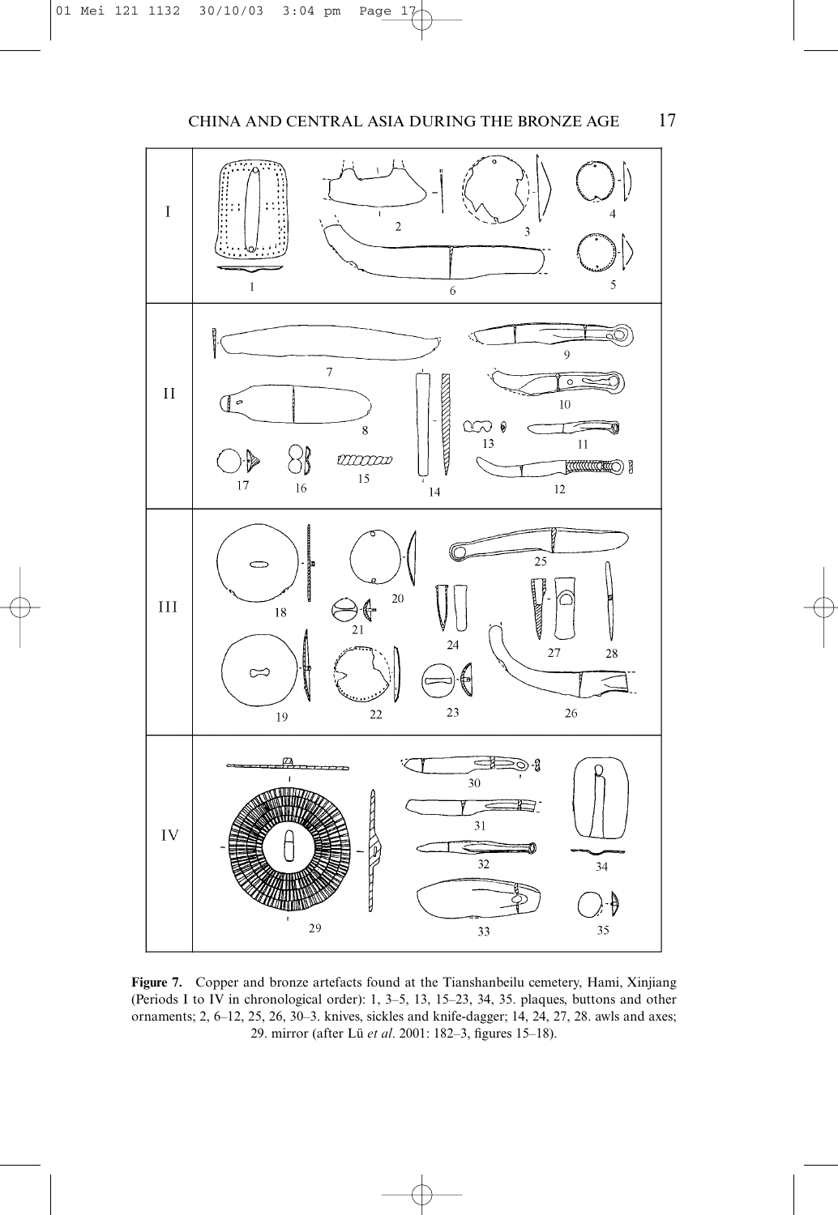**Figure 7.** Copper and bronze artefacts found at the Tianshanbeilu cemetery, Hami, Xinjiang (Periods I to IV in chronological order): 1, 3–5, 13, 15–23, 34, 35. plaques, buttons and other ornaments; 2, 6–12, 25, 26, 30–3. knives, sickles and knife-dagger; 14, 24, 27, 28. awls and axes; 29. mirror (after Lü *et al*. 2001: 182–3, figures 15–18).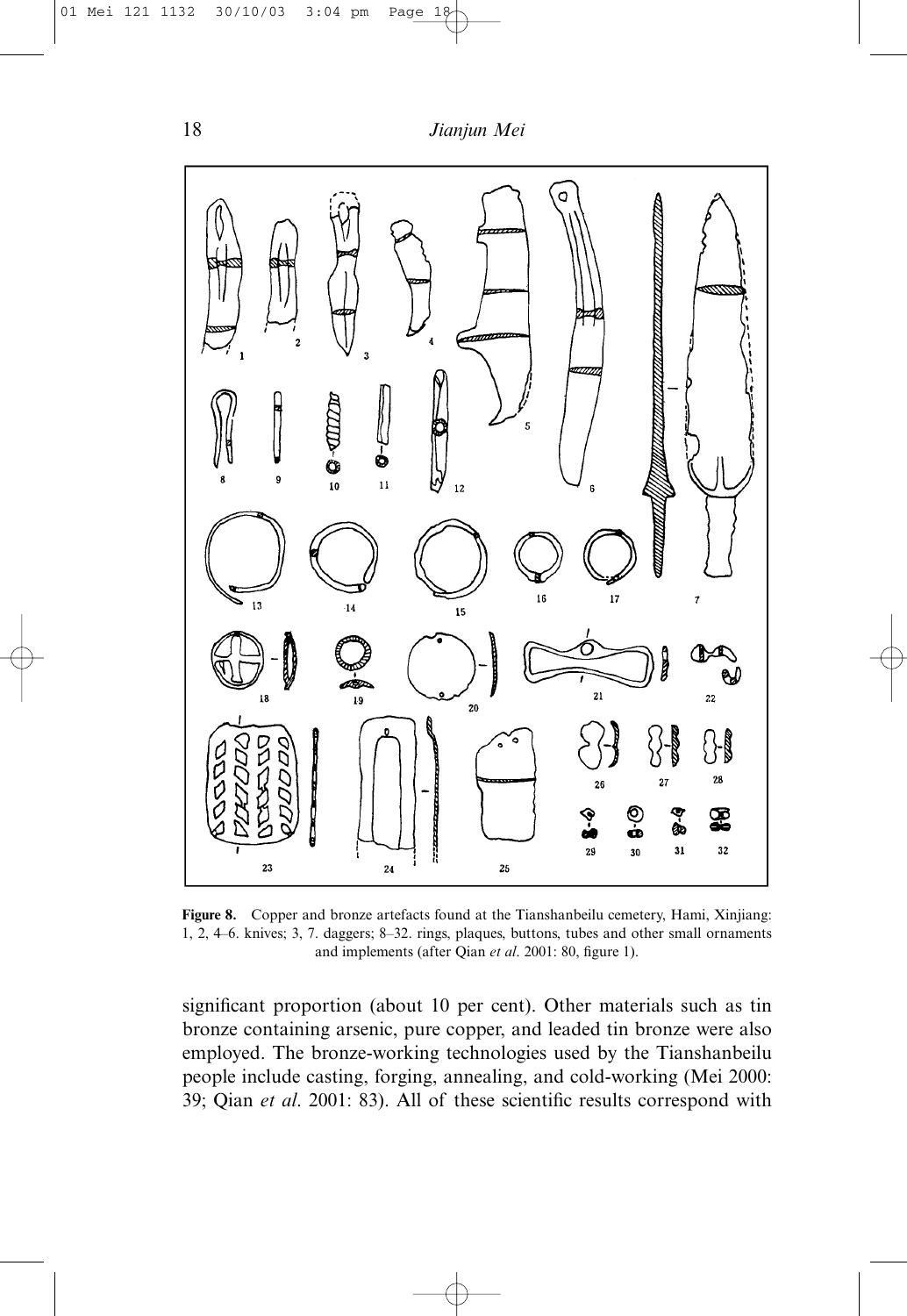**Figure 8.** Copper and bronze artefacts found at the Tianshanbeilu cemetery, Hami, Xinjiang: 1, 2, 4–6. knives; 3, 7. daggers; 8–32. rings, plaques, buttons, tubes and other small ornaments and implements (after Qian *et al*. 2001: 80, figure 1).

significant proportion (about 10 per cent). Other materials such as tin bronze containing arsenic, pure copper, and leaded tin bronze were also employed. The bronze-working technologies used by the Tianshanbeilu people include casting, forging, annealing, and cold-working (Mei 2000: 39; Qian *et al*. 2001: 83). All of these scientific results correspond with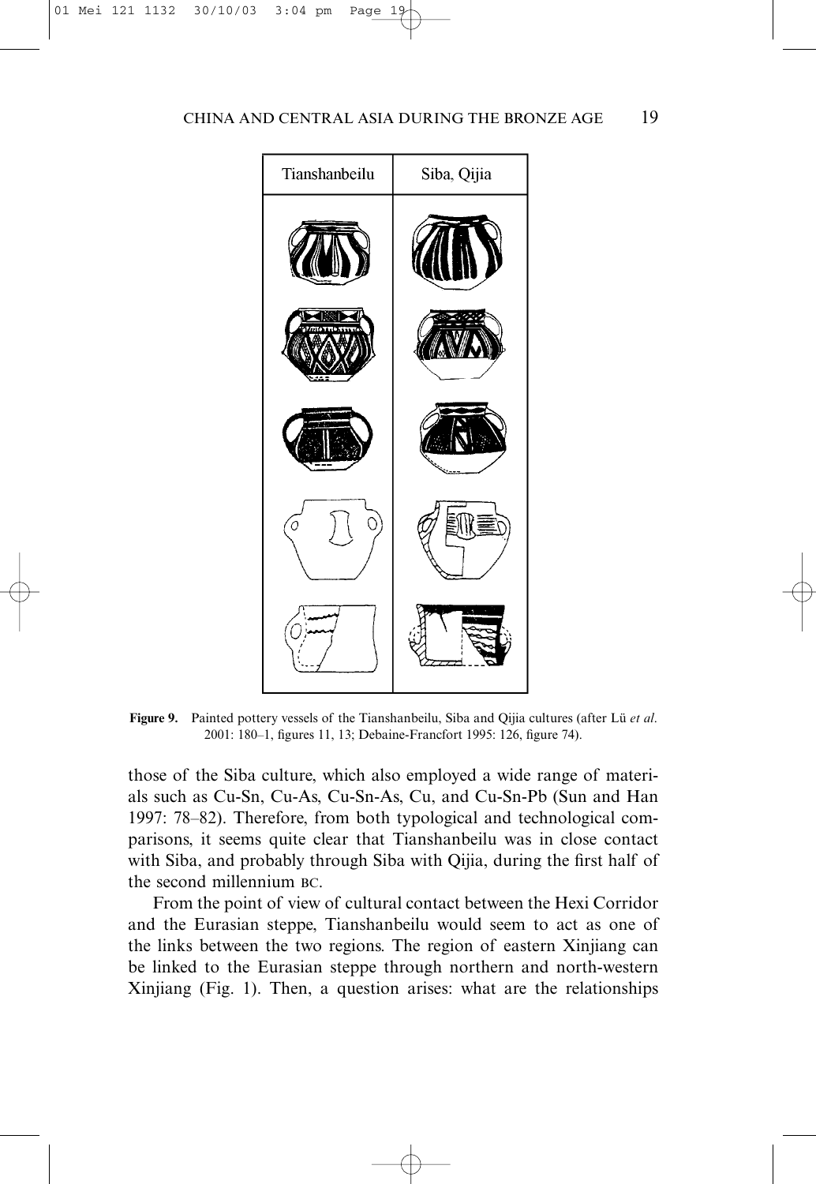| Tianshanbeilu | Siba, Qijia |
| --- | --- |

**Figure 9.** Painted pottery vessels of the Tianshanbeilu, Siba and Qijia cultures (after Lü *et al.* 2001: 180–1, figures 11, 13; Debaine-Francfort 1995: 126, figure 74).

those of the Siba culture, which also employed a wide range of materials such as Cu-Sn, Cu-As, Cu-Sn-As, Cu, and Cu-Sn-Pb (Sun and Han 1997: 78–82). Therefore, from both typological and technological comparisons, it seems quite clear that Tianshanbeilu was in close contact with Siba, and probably through Siba with Qijia, during the first half of the second millennium BC.

From the point of view of cultural contact between the Hexi Corridor and the Eurasian steppe, Tianshanbeilu would seem to act as one of the links between the two regions. The region of eastern Xinjiang can be linked to the Eurasian steppe through northern and north-western Xinjiang (Fig. 1). Then, a question arises: what are the relationships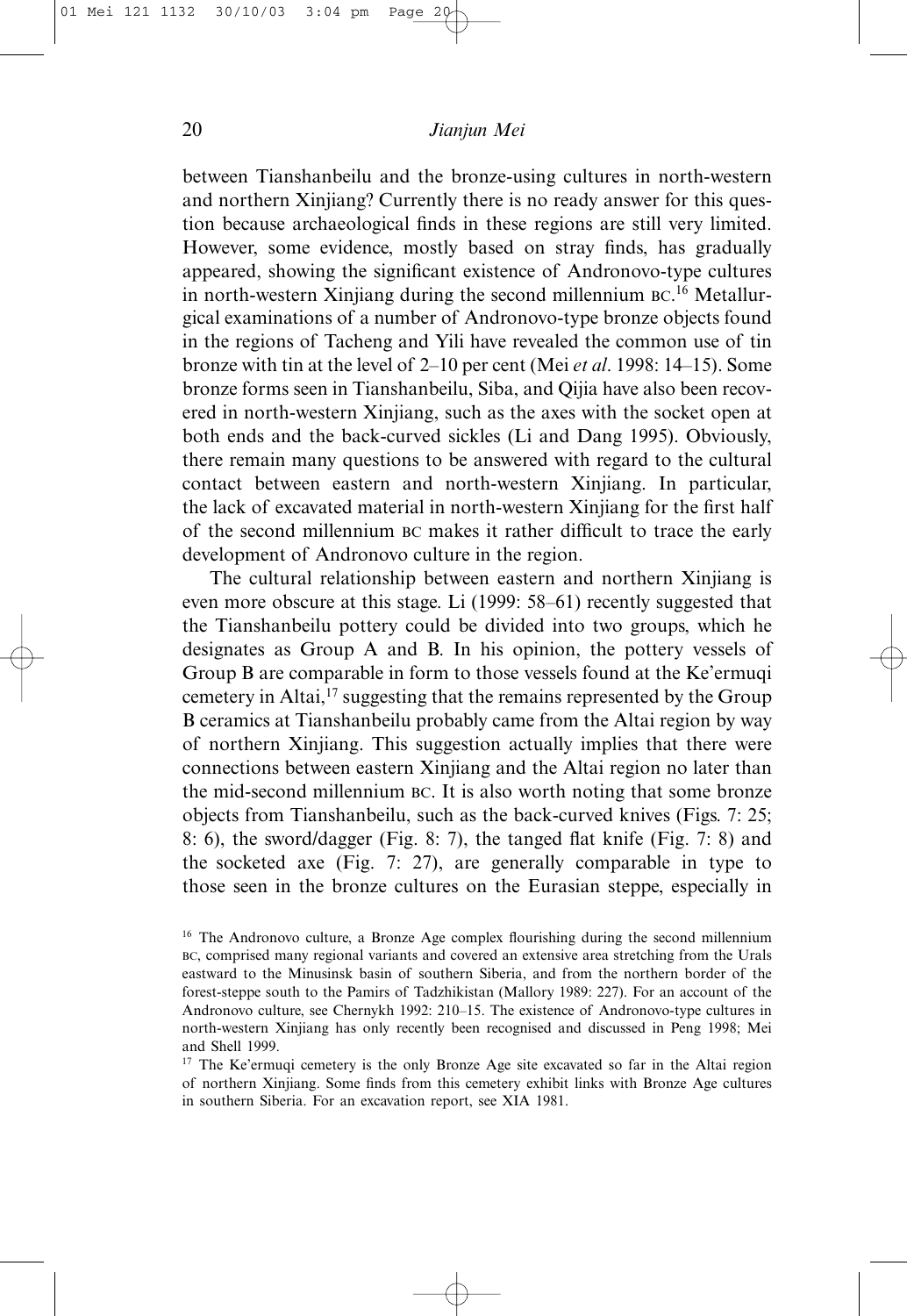between Tianshanbeilu and the bronze-using cultures in north-western and northern Xinjiang? Currently there is no ready answer for this question because archaeological finds in these regions are still very limited. However, some evidence, mostly based on stray finds, has gradually appeared, showing the significant existence of Andronovo-type cultures in north-western Xinjiang during the second millennium BC.[16] Metallurgical examinations of a number of Andronovo-type bronze objects found in the regions of Tacheng and Yili have revealed the common use of tin bronze with tin at the level of 2–10 per cent (Mei *et al*. 1998: 14–15). Some bronze forms seen in Tianshanbeilu, Siba, and Qijia have also been recovered in north-western Xinjiang, such as the axes with the socket open at both ends and the back-curved sickles (Li and Dang 1995). Obviously, there remain many questions to be answered with regard to the cultural contact between eastern and north-western Xinjiang. In particular, the lack of excavated material in north-western Xinjiang for the first half of the second millennium BC makes it rather difficult to trace the early development of Andronovo culture in the region.

The cultural relationship between eastern and northern Xinjiang is even more obscure at this stage. Li (1999: 58–61) recently suggested that the Tianshanbeilu pottery could be divided into two groups, which he designates as Group A and B. In his opinion, the pottery vessels of Group B are comparable in form to those vessels found at the Ke'ermuqi cemetery in Altai,[17] suggesting that the remains represented by the Group B ceramics at Tianshanbeilu probably came from the Altai region by way of northern Xinjiang. This suggestion actually implies that there were connections between eastern Xinjiang and the Altai region no later than the mid-second millennium BC. It is also worth noting that some bronze objects from Tianshanbeilu, such as the back-curved knives (Figs. 7: 25; 8: 6), the sword/dagger (Fig. 8: 7), the tanged flat knife (Fig. 7: 8) and the socketed axe (Fig. 7: 27), are generally comparable in type to those seen in the bronze cultures on the Eurasian steppe, especially in

---

[16] The Andronovo culture, a Bronze Age complex flourishing during the second millennium BC, comprised many regional variants and covered an extensive area stretching from the Urals eastward to the Minusinsk basin of southern Siberia, and from the northern border of the forest-steppe south to the Pamirs of Tadzhikistan (Mallory 1989: 227). For an account of the Andronovo culture, see Chernykh 1992: 210–15. The existence of Andronovo-type cultures in north-western Xinjiang has only recently been recognised and discussed in Peng 1998; Mei and Shell 1999.

[17] The Ke'ermuqi cemetery is the only Bronze Age site excavated so far in the Altai region of northern Xinjiang. Some finds from this cemetery exhibit links with Bronze Age cultures in southern Siberia. For an excavation report, see XIA 1981.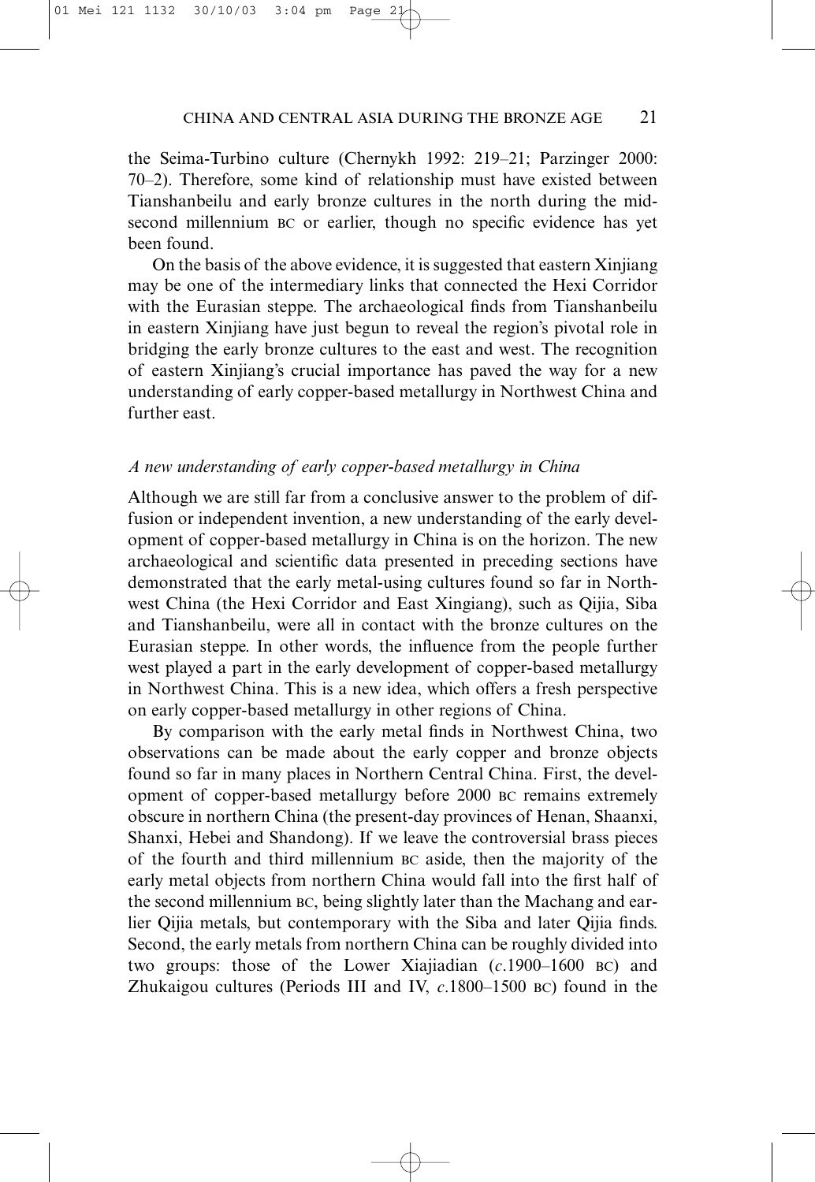the Seima-Turbino culture (Chernykh 1992: 219–21; Parzinger 2000: 70–2). Therefore, some kind of relationship must have existed between Tianshanbeilu and early bronze cultures in the north during the mid-second millennium BC or earlier, though no specific evidence has yet been found.

On the basis of the above evidence, it is suggested that eastern Xinjiang may be one of the intermediary links that connected the Hexi Corridor with the Eurasian steppe. The archaeological finds from Tianshanbeilu in eastern Xinjiang have just begun to reveal the region's pivotal role in bridging the early bronze cultures to the east and west. The recognition of eastern Xinjiang's crucial importance has paved the way for a new understanding of early copper-based metallurgy in Northwest China and further east.

### *A new understanding of early copper-based metallurgy in China*

Although we are still far from a conclusive answer to the problem of diffusion or independent invention, a new understanding of the early development of copper-based metallurgy in China is on the horizon. The new archaeological and scientific data presented in preceding sections have demonstrated that the early metal-using cultures found so far in Northwest China (the Hexi Corridor and East Xingiang), such as Qijia, Siba and Tianshanbeilu, were all in contact with the bronze cultures on the Eurasian steppe. In other words, the influence from the people further west played a part in the early development of copper-based metallurgy in Northwest China. This is a new idea, which offers a fresh perspective on early copper-based metallurgy in other regions of China.

By comparison with the early metal finds in Northwest China, two observations can be made about the early copper and bronze objects found so far in many places in Northern Central China. First, the development of copper-based metallurgy before 2000 BC remains extremely obscure in northern China (the present-day provinces of Henan, Shaanxi, Shanxi, Hebei and Shandong). If we leave the controversial brass pieces of the fourth and third millennium BC aside, then the majority of the early metal objects from northern China would fall into the first half of the second millennium BC, being slightly later than the Machang and earlier Qijia metals, but contemporary with the Siba and later Qijia finds. Second, the early metals from northern China can be roughly divided into two groups: those of the Lower Xiajiadian (*c*.1900–1600 BC) and Zhukaigou cultures (Periods III and IV, *c*.1800–1500 BC) found in the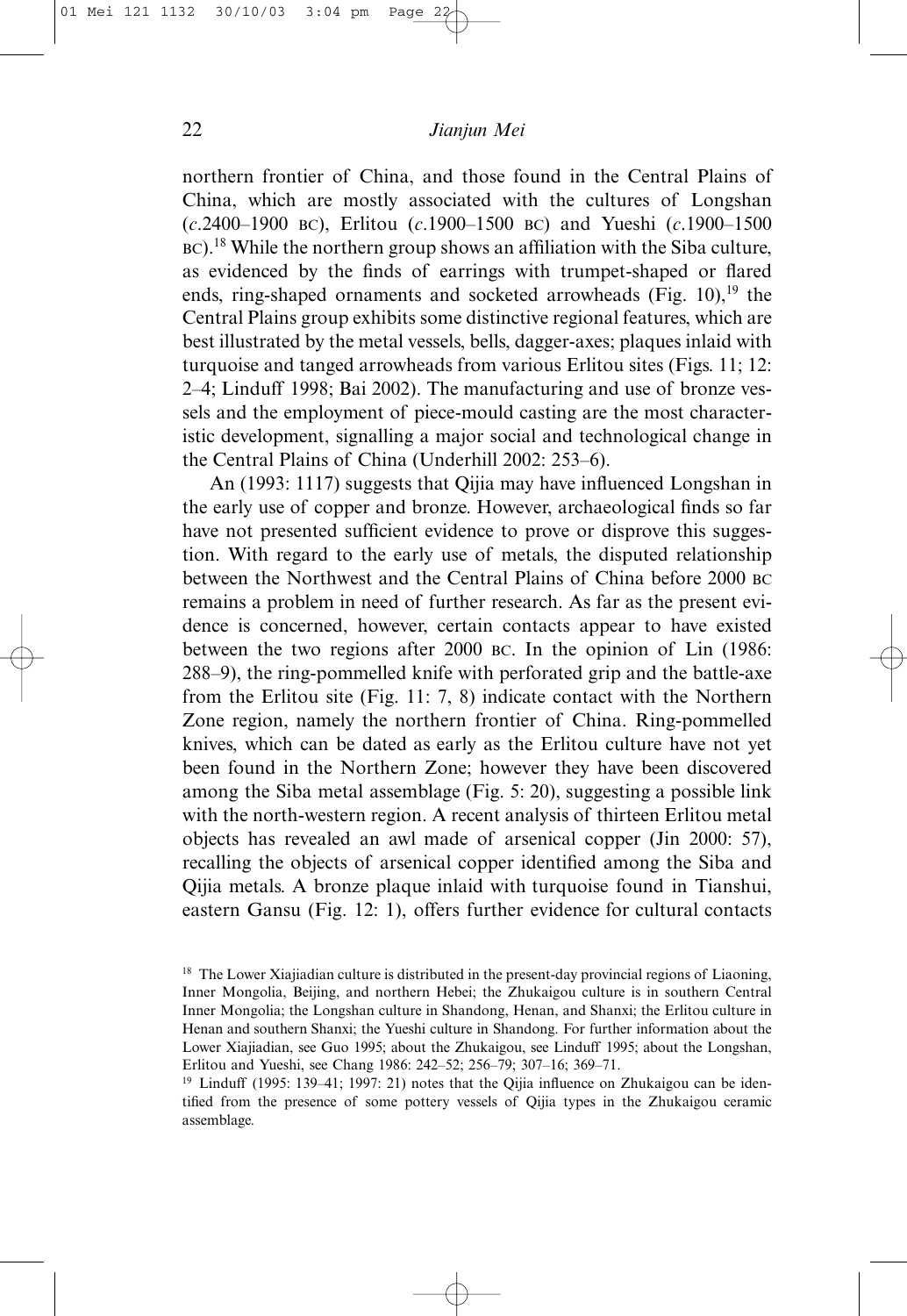northern frontier of China, and those found in the Central Plains of China, which are mostly associated with the cultures of Longshan (*c*.2400–1900 BC), Erlitou (*c*.1900–1500 BC) and Yueshi (*c*.1900–1500 BC).[18] While the northern group shows an affiliation with the Siba culture, as evidenced by the finds of earrings with trumpet-shaped or flared ends, ring-shaped ornaments and socketed arrowheads (Fig. 10),[19] the Central Plains group exhibits some distinctive regional features, which are best illustrated by the metal vessels, bells, dagger-axes; plaques inlaid with turquoise and tanged arrowheads from various Erlitou sites (Figs. 11; 12: 2–4; Linduff 1998; Bai 2002). The manufacturing and use of bronze vessels and the employment of piece-mould casting are the most characteristic development, signalling a major social and technological change in the Central Plains of China (Underhill 2002: 253–6).

An (1993: 1117) suggests that Qijia may have influenced Longshan in the early use of copper and bronze. However, archaeological finds so far have not presented sufficient evidence to prove or disprove this suggestion. With regard to the early use of metals, the disputed relationship between the Northwest and the Central Plains of China before 2000 BC remains a problem in need of further research. As far as the present evidence is concerned, however, certain contacts appear to have existed between the two regions after 2000 BC. In the opinion of Lin (1986: 288–9), the ring-pommelled knife with perforated grip and the battle-axe from the Erlitou site (Fig. 11: 7, 8) indicate contact with the Northern Zone region, namely the northern frontier of China. Ring-pommelled knives, which can be dated as early as the Erlitou culture have not yet been found in the Northern Zone; however they have been discovered among the Siba metal assemblage (Fig. 5: 20), suggesting a possible link with the north-western region. A recent analysis of thirteen Erlitou metal objects has revealed an awl made of arsenical copper (Jin 2000: 57), recalling the objects of arsenical copper identified among the Siba and Qijia metals. A bronze plaque inlaid with turquoise found in Tianshui, eastern Gansu (Fig. 12: 1), offers further evidence for cultural contacts

[18] The Lower Xiajiadian culture is distributed in the present-day provincial regions of Liaoning, Inner Mongolia, Beijing, and northern Hebei; the Zhukaigou culture is in southern Central Inner Mongolia; the Longshan culture in Shandong, Henan, and Shanxi; the Erlitou culture in Henan and southern Shanxi; the Yueshi culture in Shandong. For further information about the Lower Xiajiadian, see Guo 1995; about the Zhukaigou, see Linduff 1995; about the Longshan, Erlitou and Yueshi, see Chang 1986: 242–52; 256–79; 307–16; 369–71.

[19] Linduff (1995: 139–41; 1997: 21) notes that the Qijia influence on Zhukaigou can be identified from the presence of some pottery vessels of Qijia types in the Zhukaigou ceramic assemblage.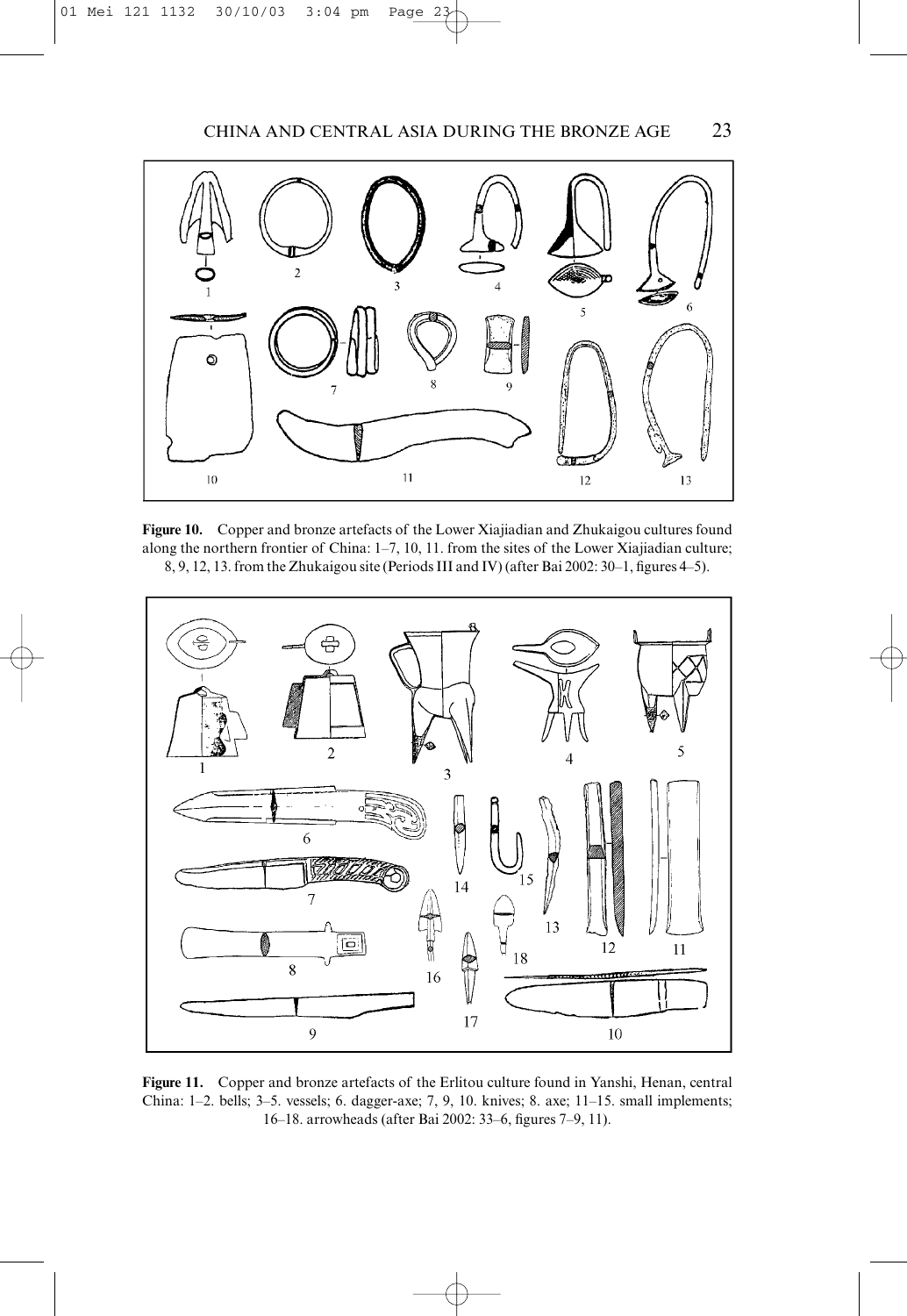**Figure 10.** Copper and bronze artefacts of the Lower Xiajiadian and Zhukaigou cultures found along the northern frontier of China: 1–7, 10, 11. from the sites of the Lower Xiajiadian culture; 8, 9, 12, 13. from the Zhukaigou site (Periods III and IV) (after Bai 2002: 30–1, figures 4–5).

**Figure 11.** Copper and bronze artefacts of the Erlitou culture found in Yanshi, Henan, central China: 1–2. bells; 3–5. vessels; 6. dagger-axe; 7, 9, 10. knives; 8. axe; 11–15. small implements; 16–18. arrowheads (after Bai 2002: 33–6, figures 7–9, 11).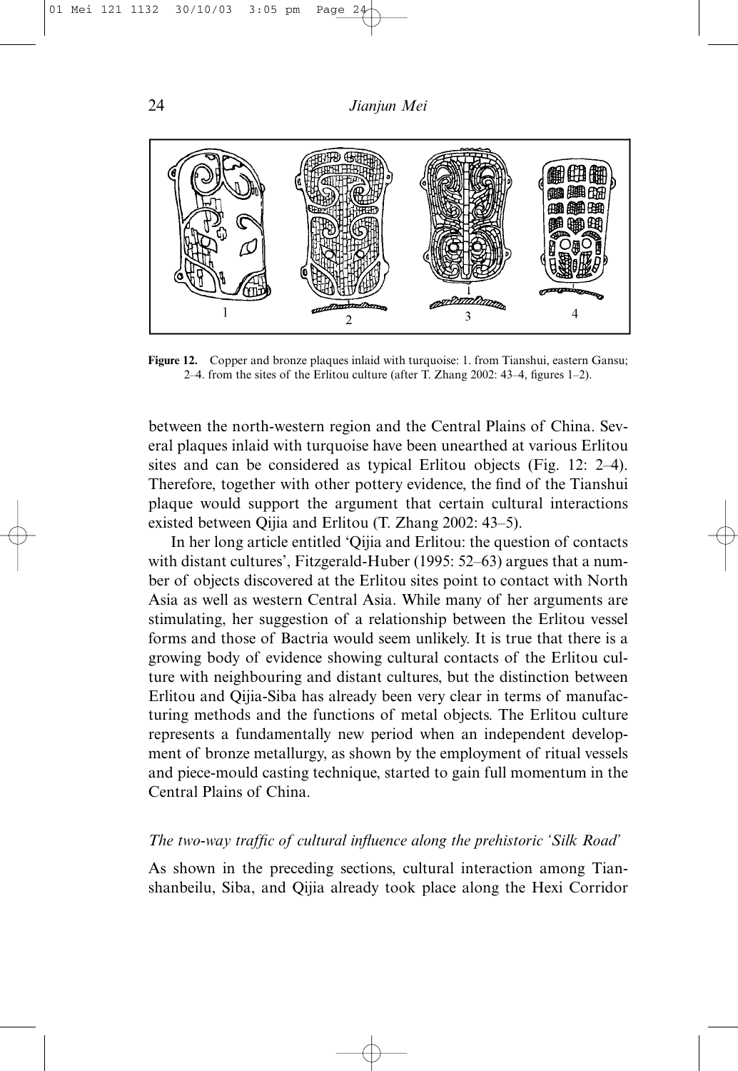**Figure 12.** Copper and bronze plaques inlaid with turquoise: 1. from Tianshui, eastern Gansu; 2–4. from the sites of the Erlitou culture (after T. Zhang 2002: 43–4, figures 1–2).

between the north-western region and the Central Plains of China. Several plaques inlaid with turquoise have been unearthed at various Erlitou sites and can be considered as typical Erlitou objects (Fig. 12: 2–4). Therefore, together with other pottery evidence, the find of the Tianshui plaque would support the argument that certain cultural interactions existed between Qijia and Erlitou (T. Zhang 2002: 43–5).

In her long article entitled 'Qijia and Erlitou: the question of contacts with distant cultures', Fitzgerald-Huber (1995: 52–63) argues that a number of objects discovered at the Erlitou sites point to contact with North Asia as well as western Central Asia. While many of her arguments are stimulating, her suggestion of a relationship between the Erlitou vessel forms and those of Bactria would seem unlikely. It is true that there is a growing body of evidence showing cultural contacts of the Erlitou culture with neighbouring and distant cultures, but the distinction between Erlitou and Qijia-Siba has already been very clear in terms of manufacturing methods and the functions of metal objects. The Erlitou culture represents a fundamentally new period when an independent development of bronze metallurgy, as shown by the employment of ritual vessels and piece-mould casting technique, started to gain full momentum in the Central Plains of China.

### *The two-way traffic of cultural influence along the prehistoric 'Silk Road'*

As shown in the preceding sections, cultural interaction among Tianshanbeilu, Siba, and Qijia already took place along the Hexi Corridor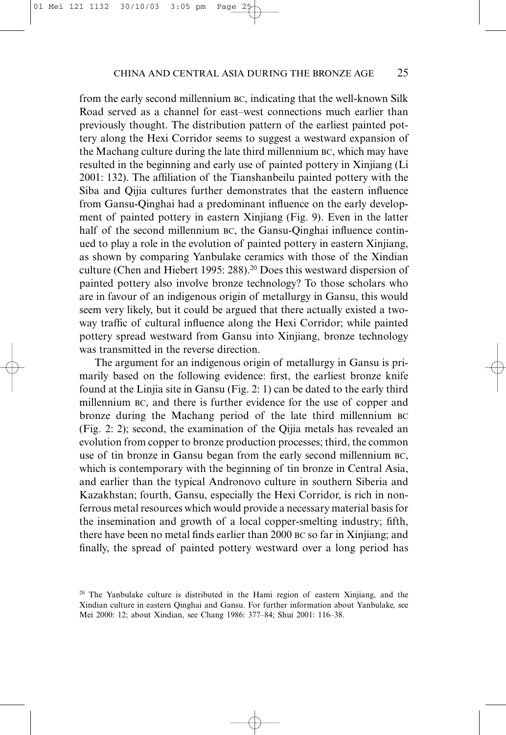from the early second millennium BC, indicating that the well-known Silk Road served as a channel for east–west connections much earlier than previously thought. The distribution pattern of the earliest painted pottery along the Hexi Corridor seems to suggest a westward expansion of the Machang culture during the late third millennium BC, which may have resulted in the beginning and early use of painted pottery in Xinjiang (Li 2001: 132). The affiliation of the Tianshanbeilu painted pottery with the Siba and Qijia cultures further demonstrates that the eastern influence from Gansu-Qinghai had a predominant influence on the early development of painted pottery in eastern Xinjiang (Fig. 9). Even in the latter half of the second millennium BC, the Gansu-Qinghai influence continued to play a role in the evolution of painted pottery in eastern Xinjiang, as shown by comparing Yanbulake ceramics with those of the Xindian culture (Chen and Hiebert 1995: 288).[20] Does this westward dispersion of painted pottery also involve bronze technology? To those scholars who are in favour of an indigenous origin of metallurgy in Gansu, this would seem very likely, but it could be argued that there actually existed a two-way traffic of cultural influence along the Hexi Corridor; while painted pottery spread westward from Gansu into Xinjiang, bronze technology was transmitted in the reverse direction.

The argument for an indigenous origin of metallurgy in Gansu is primarily based on the following evidence: first, the earliest bronze knife found at the Linjia site in Gansu (Fig. 2: 1) can be dated to the early third millennium BC, and there is further evidence for the use of copper and bronze during the Machang period of the late third millennium BC (Fig. 2: 2); second, the examination of the Qijia metals has revealed an evolution from copper to bronze production processes; third, the common use of tin bronze in Gansu began from the early second millennium BC, which is contemporary with the beginning of tin bronze in Central Asia, and earlier than the typical Andronovo culture in southern Siberia and Kazakhstan; fourth, Gansu, especially the Hexi Corridor, is rich in nonferrous metal resources which would provide a necessary material basis for the insemination and growth of a local copper-smelting industry; fifth, there have been no metal finds earlier than 2000 BC so far in Xinjiang; and finally, the spread of painted pottery westward over a long period has

[20] The Yanbulake culture is distributed in the Hami region of eastern Xinjiang, and the Xindian culture in eastern Qinghai and Gansu. For further information about Yanbulake, see Mei 2000: 12; about Xindian, see Chang 1986: 377–84; Shui 2001: 116–38.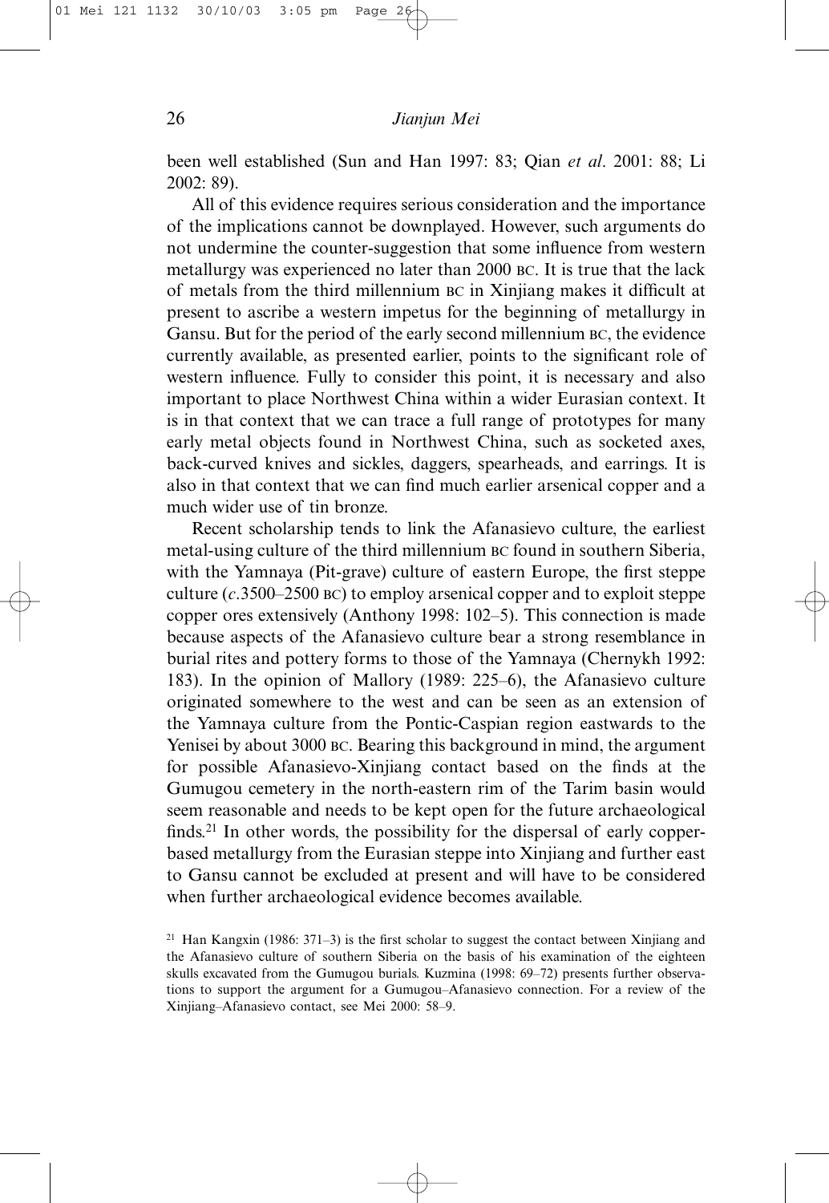been well established (Sun and Han 1997: 83; Qian *et al*. 2001: 88; Li 2002: 89).

All of this evidence requires serious consideration and the importance of the implications cannot be downplayed. However, such arguments do not undermine the counter-suggestion that some influence from western metallurgy was experienced no later than 2000 BC. It is true that the lack of metals from the third millennium BC in Xinjiang makes it difficult at present to ascribe a western impetus for the beginning of metallurgy in Gansu. But for the period of the early second millennium BC, the evidence currently available, as presented earlier, points to the significant role of western influence. Fully to consider this point, it is necessary and also important to place Northwest China within a wider Eurasian context. It is in that context that we can trace a full range of prototypes for many early metal objects found in Northwest China, such as socketed axes, back-curved knives and sickles, daggers, spearheads, and earrings. It is also in that context that we can find much earlier arsenical copper and a much wider use of tin bronze.

Recent scholarship tends to link the Afanasievo culture, the earliest metal-using culture of the third millennium BC found in southern Siberia, with the Yamnaya (Pit-grave) culture of eastern Europe, the first steppe culture (*c*.3500–2500 BC) to employ arsenical copper and to exploit steppe copper ores extensively (Anthony 1998: 102–5). This connection is made because aspects of the Afanasievo culture bear a strong resemblance in burial rites and pottery forms to those of the Yamnaya (Chernykh 1992: 183). In the opinion of Mallory (1989: 225–6), the Afanasievo culture originated somewhere to the west and can be seen as an extension of the Yamnaya culture from the Pontic-Caspian region eastwards to the Yenisei by about 3000 BC. Bearing this background in mind, the argument for possible Afanasievo-Xinjiang contact based on the finds at the Gumugou cemetery in the north-eastern rim of the Tarim basin would seem reasonable and needs to be kept open for the future archaeological finds.[21] In other words, the possibility for the dispersal of early copper-based metallurgy from the Eurasian steppe into Xinjiang and further east to Gansu cannot be excluded at present and will have to be considered when further archaeological evidence becomes available.

[21] Han Kangxin (1986: 371–3) is the first scholar to suggest the contact between Xinjiang and the Afanasievo culture of southern Siberia on the basis of his examination of the eighteen skulls excavated from the Gumugou burials. Kuzmina (1998: 69–72) presents further observations to support the argument for a Gumugou–Afanasievo connection. For a review of the Xinjiang–Afanasievo contact, see Mei 2000: 58–9.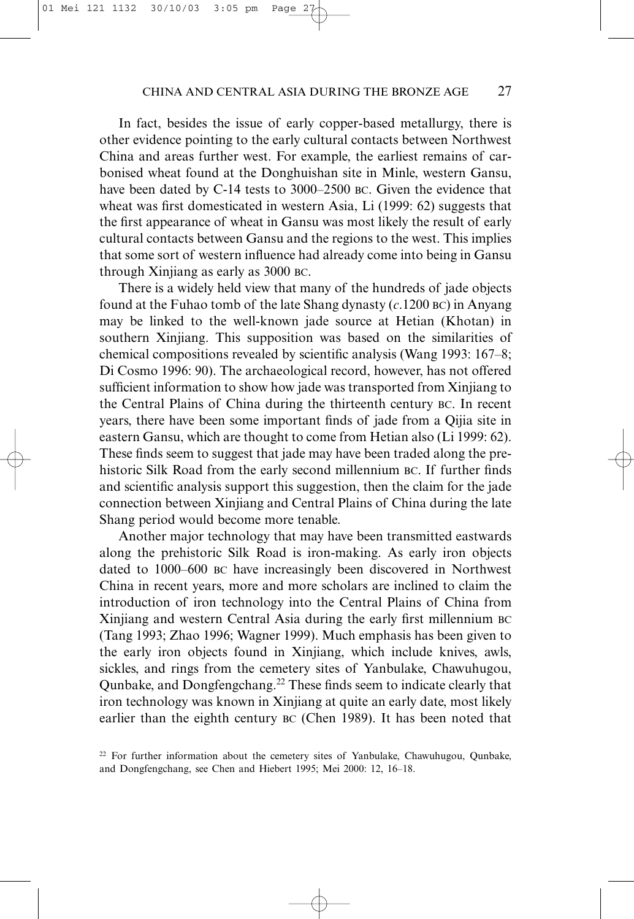In fact, besides the issue of early copper-based metallurgy, there is other evidence pointing to the early cultural contacts between Northwest China and areas further west. For example, the earliest remains of carbonised wheat found at the Donghuishan site in Minle, western Gansu, have been dated by C-14 tests to 3000–2500 BC. Given the evidence that wheat was first domesticated in western Asia, Li (1999: 62) suggests that the first appearance of wheat in Gansu was most likely the result of early cultural contacts between Gansu and the regions to the west. This implies that some sort of western influence had already come into being in Gansu through Xinjiang as early as 3000 BC.

There is a widely held view that many of the hundreds of jade objects found at the Fuhao tomb of the late Shang dynasty (*c*.1200 BC) in Anyang may be linked to the well-known jade source at Hetian (Khotan) in southern Xinjiang. This supposition was based on the similarities of chemical compositions revealed by scientific analysis (Wang 1993: 167–8; Di Cosmo 1996: 90). The archaeological record, however, has not offered sufficient information to show how jade was transported from Xinjiang to the Central Plains of China during the thirteenth century BC. In recent years, there have been some important finds of jade from a Qijia site in eastern Gansu, which are thought to come from Hetian also (Li 1999: 62). These finds seem to suggest that jade may have been traded along the prehistoric Silk Road from the early second millennium BC. If further finds and scientific analysis support this suggestion, then the claim for the jade connection between Xinjiang and Central Plains of China during the late Shang period would become more tenable.

Another major technology that may have been transmitted eastwards along the prehistoric Silk Road is iron-making. As early iron objects dated to 1000–600 BC have increasingly been discovered in Northwest China in recent years, more and more scholars are inclined to claim the introduction of iron technology into the Central Plains of China from Xinjiang and western Central Asia during the early first millennium BC (Tang 1993; Zhao 1996; Wagner 1999). Much emphasis has been given to the early iron objects found in Xinjiang, which include knives, awls, sickles, and rings from the cemetery sites of Yanbulake, Chawuhugou, Qunbake, and Dongfengchang.[22] These finds seem to indicate clearly that iron technology was known in Xinjiang at quite an early date, most likely earlier than the eighth century BC (Chen 1989). It has been noted that

[22] For further information about the cemetery sites of Yanbulake, Chawuhugou, Qunbake, and Dongfengchang, see Chen and Hiebert 1995; Mei 2000: 12, 16–18.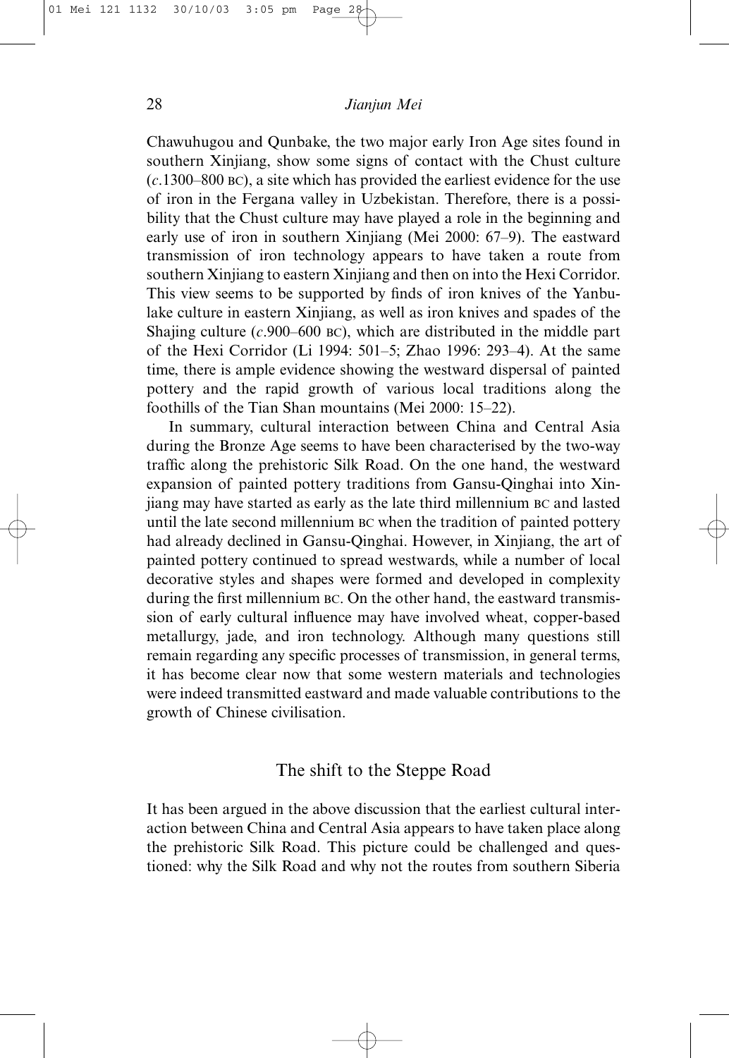Chawuhugou and Qunbake, the two major early Iron Age sites found in southern Xinjiang, show some signs of contact with the Chust culture (*c*.1300–800 BC), a site which has provided the earliest evidence for the use of iron in the Fergana valley in Uzbekistan. Therefore, there is a possibility that the Chust culture may have played a role in the beginning and early use of iron in southern Xinjiang (Mei 2000: 67–9). The eastward transmission of iron technology appears to have taken a route from southern Xinjiang to eastern Xinjiang and then on into the Hexi Corridor. This view seems to be supported by finds of iron knives of the Yanbulake culture in eastern Xinjiang, as well as iron knives and spades of the Shajing culture (*c*.900–600 BC), which are distributed in the middle part of the Hexi Corridor (Li 1994: 501–5; Zhao 1996: 293–4). At the same time, there is ample evidence showing the westward dispersal of painted pottery and the rapid growth of various local traditions along the foothills of the Tian Shan mountains (Mei 2000: 15–22).

In summary, cultural interaction between China and Central Asia during the Bronze Age seems to have been characterised by the two-way traffic along the prehistoric Silk Road. On the one hand, the westward expansion of painted pottery traditions from Gansu-Qinghai into Xinjiang may have started as early as the late third millennium BC and lasted until the late second millennium BC when the tradition of painted pottery had already declined in Gansu-Qinghai. However, in Xinjiang, the art of painted pottery continued to spread westwards, while a number of local decorative styles and shapes were formed and developed in complexity during the first millennium BC. On the other hand, the eastward transmission of early cultural influence may have involved wheat, copper-based metallurgy, jade, and iron technology. Although many questions still remain regarding any specific processes of transmission, in general terms, it has become clear now that some western materials and technologies were indeed transmitted eastward and made valuable contributions to the growth of Chinese civilisation.

## The shift to the Steppe Road

It has been argued in the above discussion that the earliest cultural interaction between China and Central Asia appears to have taken place along the prehistoric Silk Road. This picture could be challenged and questioned: why the Silk Road and why not the routes from southern Siberia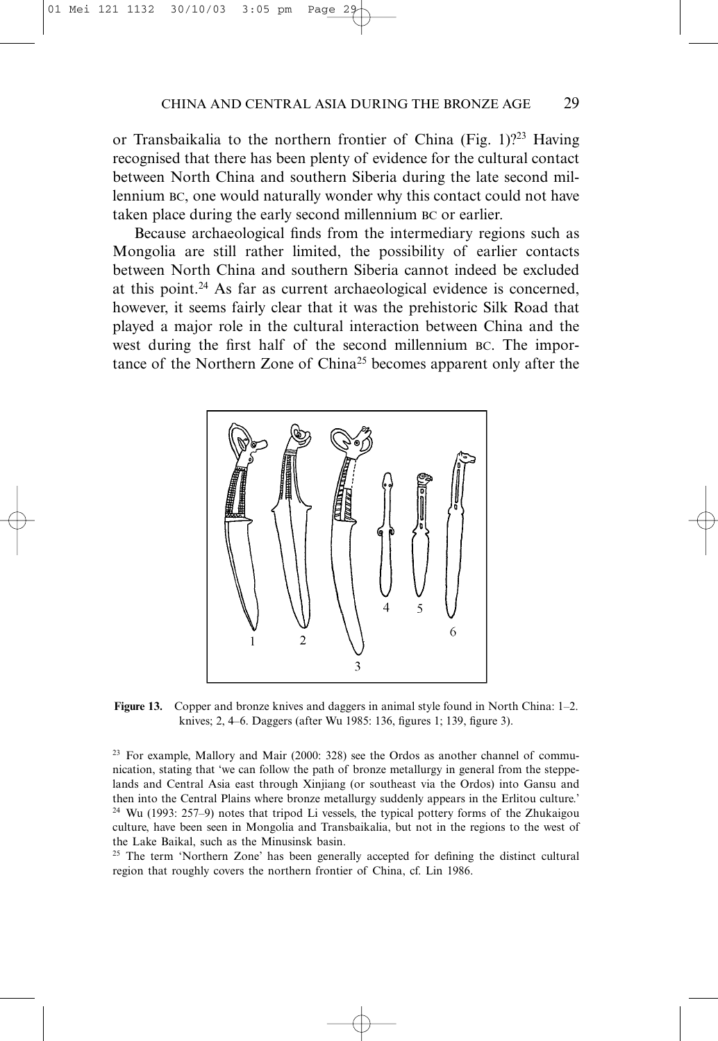or Transbaikalia to the northern frontier of China (Fig. 1)?[23] Having recognised that there has been plenty of evidence for the cultural contact between North China and southern Siberia during the late second millennium BC, one would naturally wonder why this contact could not have taken place during the early second millennium BC or earlier.

Because archaeological finds from the intermediary regions such as Mongolia are still rather limited, the possibility of earlier contacts between North China and southern Siberia cannot indeed be excluded at this point.[24] As far as current archaeological evidence is concerned, however, it seems fairly clear that it was the prehistoric Silk Road that played a major role in the cultural interaction between China and the west during the first half of the second millennium BC. The importance of the Northern Zone of China[25] becomes apparent only after the

**Figure 13.** Copper and bronze knives and daggers in animal style found in North China: 1–2. knives; 2, 4–6. Daggers (after Wu 1985: 136, figures 1; 139, figure 3).

[23] For example, Mallory and Mair (2000: 328) see the Ordos as another channel of communication, stating that 'we can follow the path of bronze metallurgy in general from the steppelands and Central Asia east through Xinjiang (or southeast via the Ordos) into Gansu and then into the Central Plains where bronze metallurgy suddenly appears in the Erlitou culture.'

[24] Wu (1993: 257–9) notes that tripod Li vessels, the typical pottery forms of the Zhukaigou culture, have been seen in Mongolia and Transbaikalia, but not in the regions to the west of the Lake Baikal, such as the Minusinsk basin.

[25] The term 'Northern Zone' has been generally accepted for defining the distinct cultural region that roughly covers the northern frontier of China, cf. Lin 1986.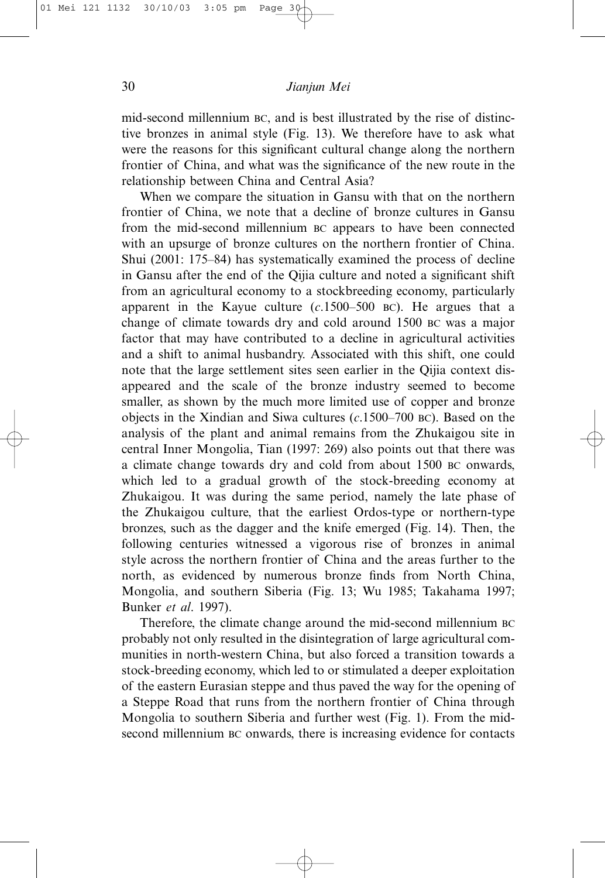mid-second millennium BC, and is best illustrated by the rise of distinctive bronzes in animal style (Fig. 13). We therefore have to ask what were the reasons for this significant cultural change along the northern frontier of China, and what was the significance of the new route in the relationship between China and Central Asia?

When we compare the situation in Gansu with that on the northern frontier of China, we note that a decline of bronze cultures in Gansu from the mid-second millennium BC appears to have been connected with an upsurge of bronze cultures on the northern frontier of China. Shui (2001: 175–84) has systematically examined the process of decline in Gansu after the end of the Qijia culture and noted a significant shift from an agricultural economy to a stockbreeding economy, particularly apparent in the Kayue culture (*c.*1500–500 BC). He argues that a change of climate towards dry and cold around 1500 BC was a major factor that may have contributed to a decline in agricultural activities and a shift to animal husbandry. Associated with this shift, one could note that the large settlement sites seen earlier in the Qijia context disappeared and the scale of the bronze industry seemed to become smaller, as shown by the much more limited use of copper and bronze objects in the Xindian and Siwa cultures (*c.*1500–700 BC). Based on the analysis of the plant and animal remains from the Zhukaigou site in central Inner Mongolia, Tian (1997: 269) also points out that there was a climate change towards dry and cold from about 1500 BC onwards, which led to a gradual growth of the stock-breeding economy at Zhukaigou. It was during the same period, namely the late phase of the Zhukaigou culture, that the earliest Ordos-type or northern-type bronzes, such as the dagger and the knife emerged (Fig. 14). Then, the following centuries witnessed a vigorous rise of bronzes in animal style across the northern frontier of China and the areas further to the north, as evidenced by numerous bronze finds from North China, Mongolia, and southern Siberia (Fig. 13; Wu 1985; Takahama 1997; Bunker *et al*. 1997).

Therefore, the climate change around the mid-second millennium BC probably not only resulted in the disintegration of large agricultural communities in north-western China, but also forced a transition towards a stock-breeding economy, which led to or stimulated a deeper exploitation of the eastern Eurasian steppe and thus paved the way for the opening of a Steppe Road that runs from the northern frontier of China through Mongolia to southern Siberia and further west (Fig. 1). From the mid-second millennium BC onwards, there is increasing evidence for contacts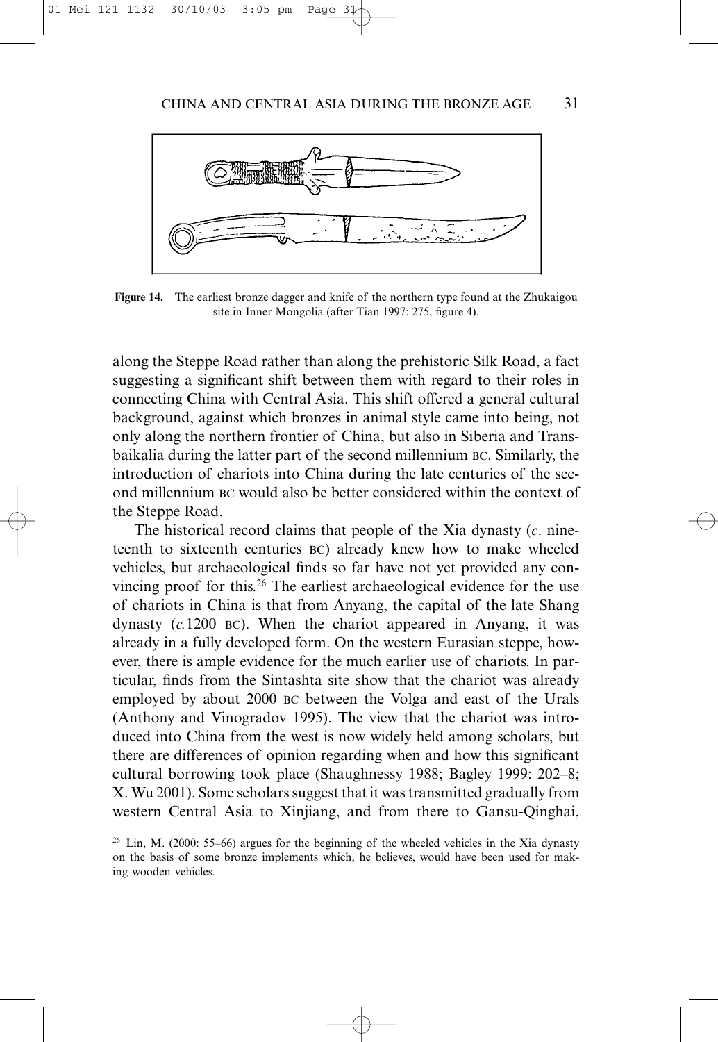Figure 14. The earliest bronze dagger and knife of the northern type found at the Zhukaigou site in Inner Mongolia (after Tian 1997: 275, figure 4).

along the Steppe Road rather than along the prehistoric Silk Road, a fact suggesting a significant shift between them with regard to their roles in connecting China with Central Asia. This shift offered a general cultural background, against which bronzes in animal style came into being, not only along the northern frontier of China, but also in Siberia and Transbaikalia during the latter part of the second millennium BC. Similarly, the introduction of chariots into China during the late centuries of the second millennium BC would also be better considered within the context of the Steppe Road.

The historical record claims that people of the Xia dynasty (*c*. nineteenth to sixteenth centuries BC) already knew how to make wheeled vehicles, but archaeological finds so far have not yet provided any convincing proof for this.[26] The earliest archaeological evidence for the use of chariots in China is that from Anyang, the capital of the late Shang dynasty (*c.*1200 BC). When the chariot appeared in Anyang, it was already in a fully developed form. On the western Eurasian steppe, however, there is ample evidence for the much earlier use of chariots. In particular, finds from the Sintashta site show that the chariot was already employed by about 2000 BC between the Volga and east of the Urals (Anthony and Vinogradov 1995). The view that the chariot was introduced into China from the west is now widely held among scholars, but there are differences of opinion regarding when and how this significant cultural borrowing took place (Shaughnessy 1988; Bagley 1999: 202–8; X. Wu 2001). Some scholars suggest that it was transmitted gradually from western Central Asia to Xinjiang, and from there to Gansu-Qinghai,

[26] Lin, M. (2000: 55–66) argues for the beginning of the wheeled vehicles in the Xia dynasty on the basis of some bronze implements which, he believes, would have been used for making wooden vehicles.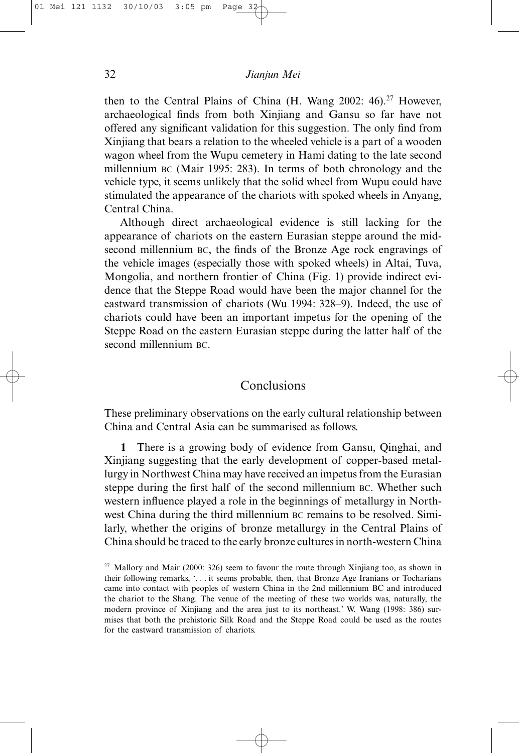then to the Central Plains of China (H. Wang 2002: 46).[27] However, archaeological finds from both Xinjiang and Gansu so far have not offered any significant validation for this suggestion. The only find from Xinjiang that bears a relation to the wheeled vehicle is a part of a wooden wagon wheel from the Wupu cemetery in Hami dating to the late second millennium BC (Mair 1995: 283). In terms of both chronology and the vehicle type, it seems unlikely that the solid wheel from Wupu could have stimulated the appearance of the chariots with spoked wheels in Anyang, Central China.

Although direct archaeological evidence is still lacking for the appearance of chariots on the eastern Eurasian steppe around the mid-second millennium BC, the finds of the Bronze Age rock engravings of the vehicle images (especially those with spoked wheels) in Altai, Tuva, Mongolia, and northern frontier of China (Fig. 1) provide indirect evidence that the Steppe Road would have been the major channel for the eastward transmission of chariots (Wu 1994: 328–9). Indeed, the use of chariots could have been an important impetus for the opening of the Steppe Road on the eastern Eurasian steppe during the latter half of the second millennium BC.

## Conclusions

These preliminary observations on the early cultural relationship between China and Central Asia can be summarised as follows.

**1** There is a growing body of evidence from Gansu, Qinghai, and Xinjiang suggesting that the early development of copper-based metallurgy in Northwest China may have received an impetus from the Eurasian steppe during the first half of the second millennium BC. Whether such western influence played a role in the beginnings of metallurgy in Northwest China during the third millennium BC remains to be resolved. Similarly, whether the origins of bronze metallurgy in the Central Plains of China should be traced to the early bronze cultures in north-western China

[27] Mallory and Mair (2000: 326) seem to favour the route through Xinjiang too, as shown in their following remarks, '. . . it seems probable, then, that Bronze Age Iranians or Tocharians came into contact with peoples of western China in the 2nd millennium BC and introduced the chariot to the Shang. The venue of the meeting of these two worlds was, naturally, the modern province of Xinjiang and the area just to its northeast.' W. Wang (1998: 386) surmises that both the prehistoric Silk Road and the Steppe Road could be used as the routes for the eastward transmission of chariots.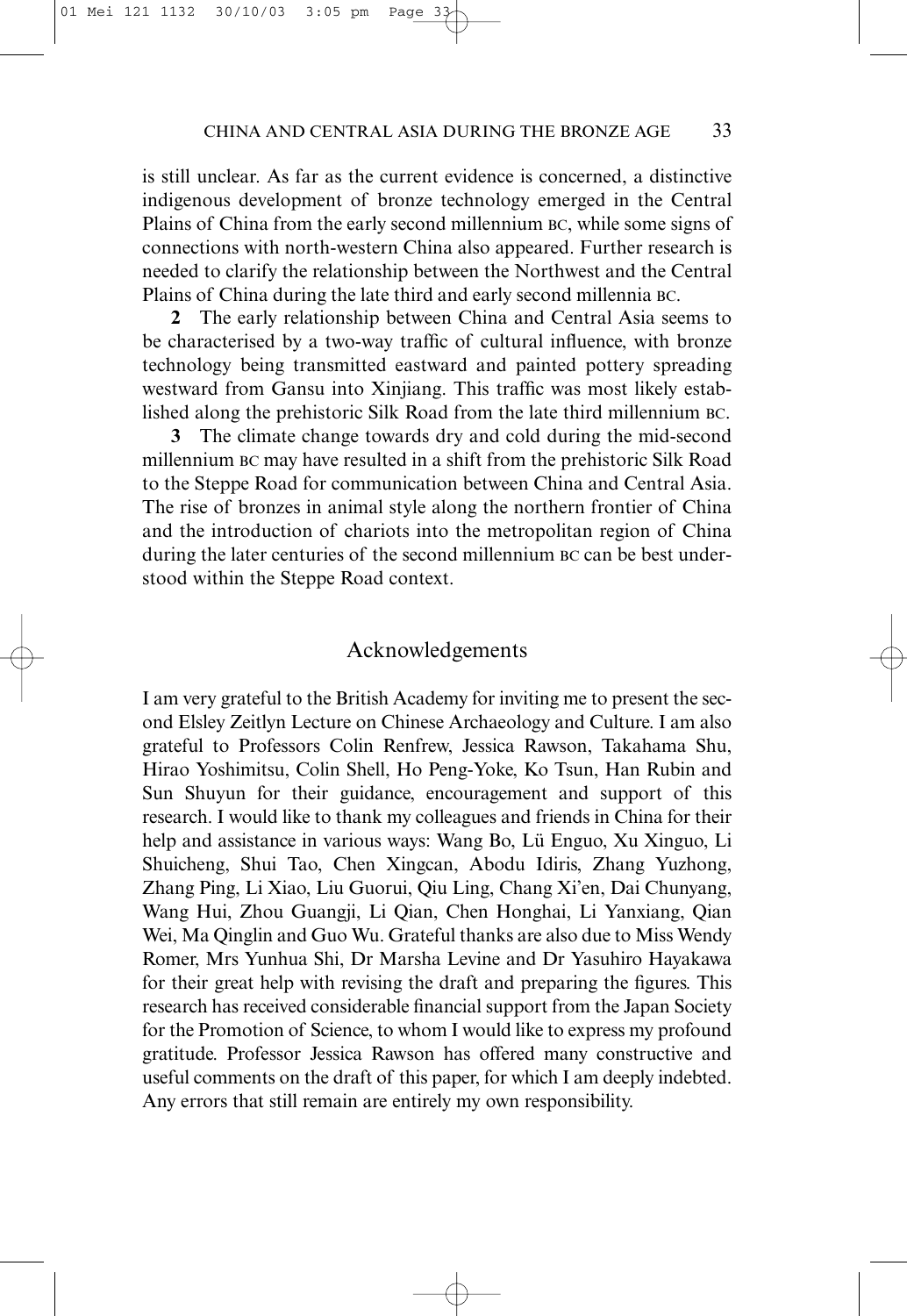is still unclear. As far as the current evidence is concerned, a distinctive indigenous development of bronze technology emerged in the Central Plains of China from the early second millennium BC, while some signs of connections with north-western China also appeared. Further research is needed to clarify the relationship between the Northwest and the Central Plains of China during the late third and early second millennia BC.

**2** The early relationship between China and Central Asia seems to be characterised by a two-way traffic of cultural influence, with bronze technology being transmitted eastward and painted pottery spreading westward from Gansu into Xinjiang. This traffic was most likely established along the prehistoric Silk Road from the late third millennium BC.

**3** The climate change towards dry and cold during the mid-second millennium BC may have resulted in a shift from the prehistoric Silk Road to the Steppe Road for communication between China and Central Asia. The rise of bronzes in animal style along the northern frontier of China and the introduction of chariots into the metropolitan region of China during the later centuries of the second millennium BC can be best understood within the Steppe Road context.

## Acknowledgements

I am very grateful to the British Academy for inviting me to present the second Elsley Zeitlyn Lecture on Chinese Archaeology and Culture. I am also grateful to Professors Colin Renfrew, Jessica Rawson, Takahama Shu, Hirao Yoshimitsu, Colin Shell, Ho Peng-Yoke, Ko Tsun, Han Rubin and Sun Shuyun for their guidance, encouragement and support of this research. I would like to thank my colleagues and friends in China for their help and assistance in various ways: Wang Bo, Lü Enguo, Xu Xinguo, Li Shuicheng, Shui Tao, Chen Xingcan, Abodu Idiris, Zhang Yuzhong, Zhang Ping, Li Xiao, Liu Guorui, Qiu Ling, Chang Xi'en, Dai Chunyang, Wang Hui, Zhou Guangji, Li Qian, Chen Honghai, Li Yanxiang, Qian Wei, Ma Qinglin and Guo Wu. Grateful thanks are also due to Miss Wendy Romer, Mrs Yunhua Shi, Dr Marsha Levine and Dr Yasuhiro Hayakawa for their great help with revising the draft and preparing the figures. This research has received considerable financial support from the Japan Society for the Promotion of Science, to whom I would like to express my profound gratitude. Professor Jessica Rawson has offered many constructive and useful comments on the draft of this paper, for which I am deeply indebted. Any errors that still remain are entirely my own responsibility.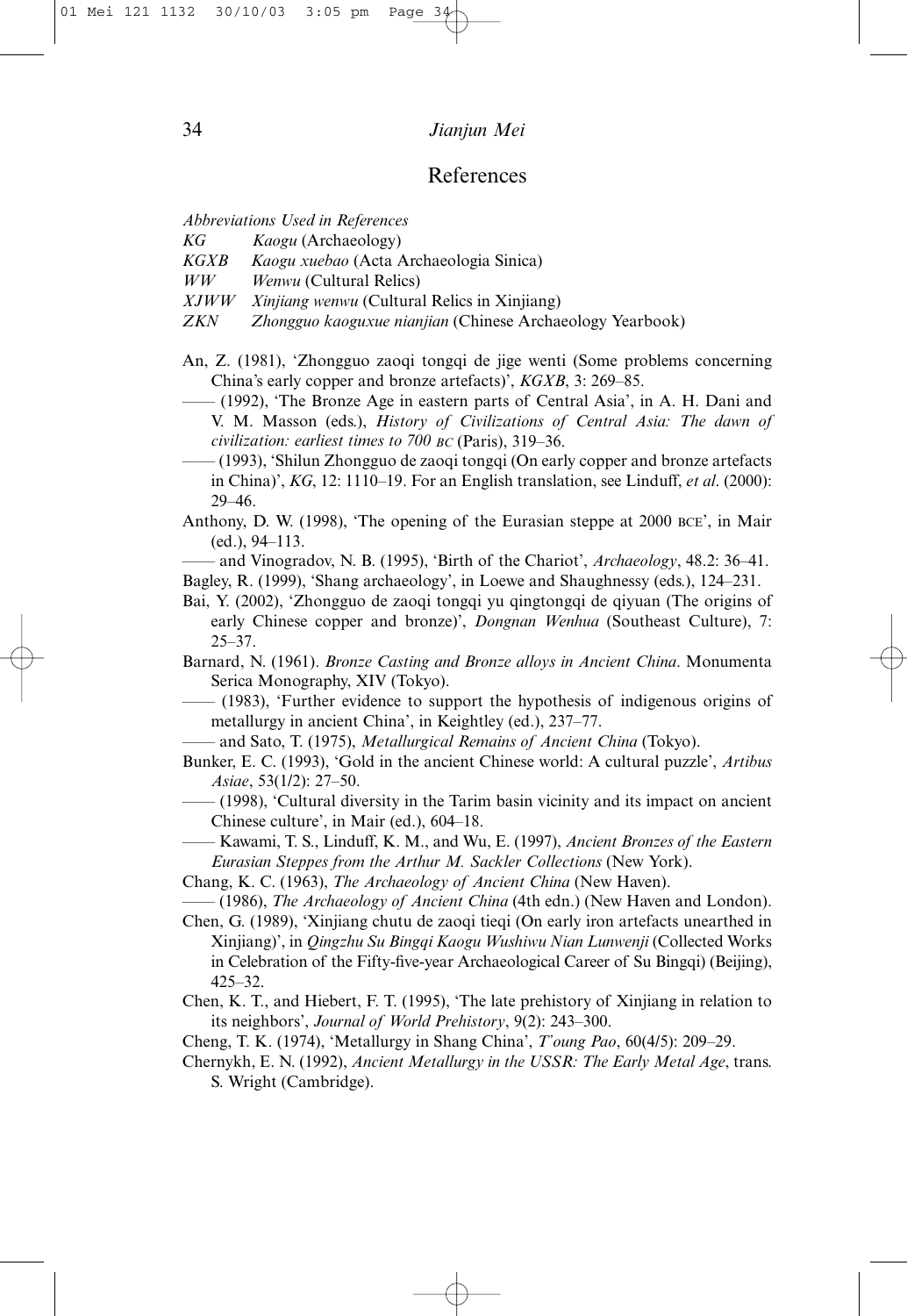## References

*Abbreviations Used in References*

*KG* *Kaogu* (Archaeology)
*KGXB* *Kaogu xuebao* (Acta Archaeologia Sinica)
*WW* *Wenwu* (Cultural Relics)
*XJWW* *Xinjiang wenwu* (Cultural Relics in Xinjiang)
*ZKN* *Zhongguo kaoguxue nianjian* (Chinese Archaeology Yearbook)

An, Z. (1981), 'Zhongguo zaoqi tongqi de jige wenti (Some problems concerning China's early copper and bronze artefacts)', *KGXB*, 3: 269–85.

—— (1992), 'The Bronze Age in eastern parts of Central Asia', in A. H. Dani and V. M. Masson (eds.), *History of Civilizations of Central Asia: The dawn of civilization: earliest times to 700 BC* (Paris), 319–36.

—— (1993), 'Shilun Zhongguo de zaoqi tongqi (On early copper and bronze artefacts in China)', *KG*, 12: 1110–19. For an English translation, see Linduff, *et al*. (2000): 29–46.

Anthony, D. W. (1998), 'The opening of the Eurasian steppe at 2000 BCE', in Mair (ed.), 94–113.

—— and Vinogradov, N. B. (1995), 'Birth of the Chariot', *Archaeology*, 48.2: 36–41.

Bagley, R. (1999), 'Shang archaeology', in Loewe and Shaughnessy (eds.), 124–231.

Bai, Y. (2002), 'Zhongguo de zaoqi tongqi yu qingtongqi de qiyuan (The origins of early Chinese copper and bronze)', *Dongnan Wenhua* (Southeast Culture), 7: 25–37.

Barnard, N. (1961). *Bronze Casting and Bronze alloys in Ancient China*. Monumenta Serica Monography, XIV (Tokyo).

—— (1983), 'Further evidence to support the hypothesis of indigenous origins of metallurgy in ancient China', in Keightley (ed.), 237–77.

—— and Sato, T. (1975), *Metallurgical Remains of Ancient China* (Tokyo).

Bunker, E. C. (1993), 'Gold in the ancient Chinese world: A cultural puzzle', *Artibus Asiae*, 53(1/2): 27–50.

—— (1998), 'Cultural diversity in the Tarim basin vicinity and its impact on ancient Chinese culture', in Mair (ed.), 604–18.

—— Kawami, T. S., Linduff, K. M., and Wu, E. (1997), *Ancient Bronzes of the Eastern Eurasian Steppes from the Arthur M. Sackler Collections* (New York).

Chang, K. C. (1963), *The Archaeology of Ancient China* (New Haven).

—— (1986), *The Archaeology of Ancient China* (4th edn.) (New Haven and London).

Chen, G. (1989), 'Xinjiang chutu de zaoqi tieqi (On early iron artefacts unearthed in Xinjiang)', in *Qingzhu Su Bingqi Kaogu Wushiwu Nian Lunwenji* (Collected Works in Celebration of the Fifty-five-year Archaeological Career of Su Bingqi) (Beijing), 425–32.

Chen, K. T., and Hiebert, F. T. (1995), 'The late prehistory of Xinjiang in relation to its neighbors', *Journal of World Prehistory*, 9(2): 243–300.

Cheng, T. K. (1974), 'Metallurgy in Shang China', *T'oung Pao*, 60(4/5): 209–29.

Chernykh, E. N. (1992), *Ancient Metallurgy in the USSR: The Early Metal Age*, trans. S. Wright (Cambridge).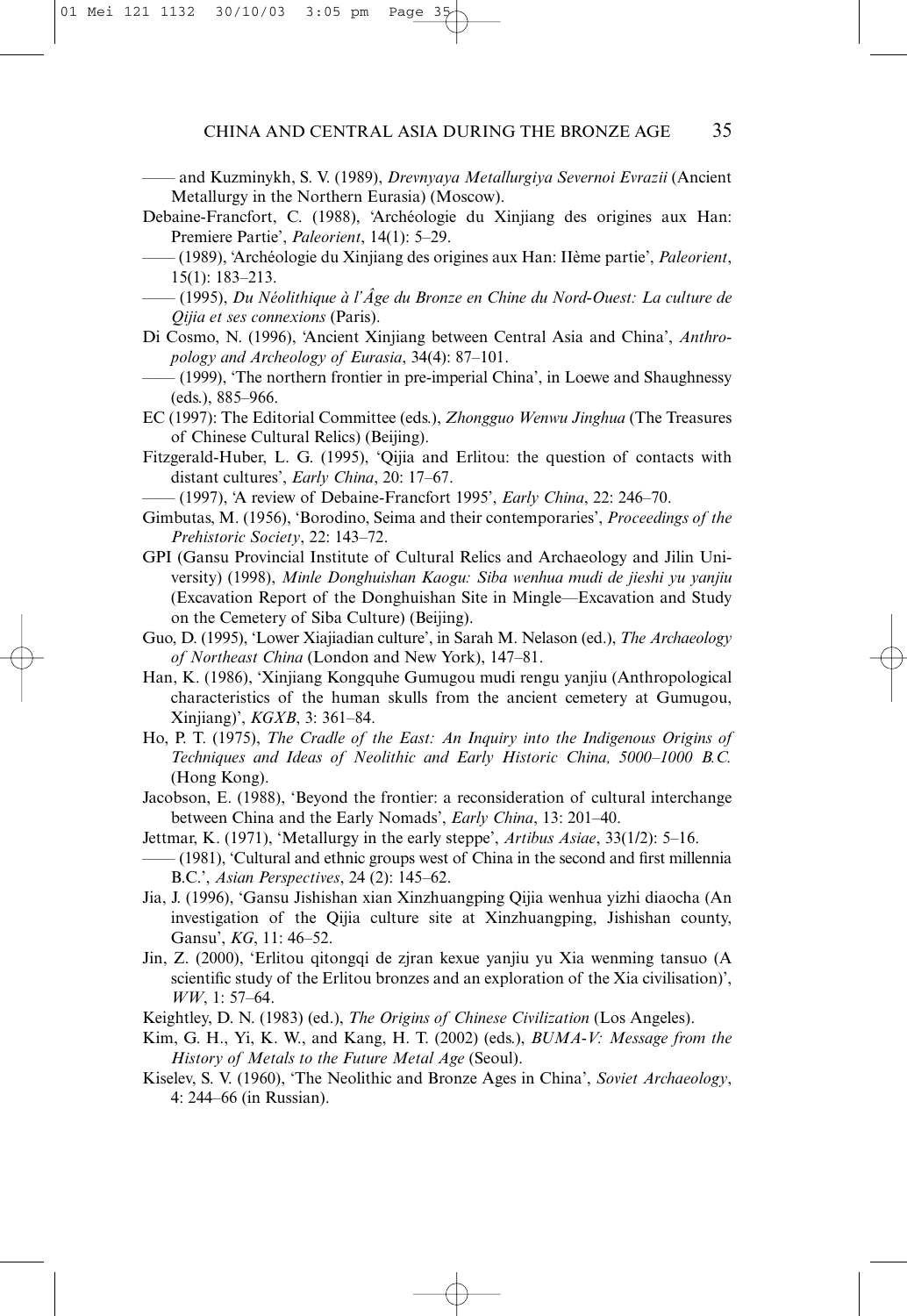—— and Kuzminykh, S. V. (1989), *Drevnyaya Metallurgiya Severnoi Evrazii* (Ancient Metallurgy in the Northern Eurasia) (Moscow).

Debaine-Francfort, C. (1988), 'Archéologie du Xinjiang des origines aux Han: Premiere Partie', *Paleorient*, 14(1): 5–29.

—— (1989), 'Archéologie du Xinjiang des origines aux Han: IIème partie', *Paleorient*, 15(1): 183–213.

—— (1995), *Du Néolithique à l'Âge du Bronze en Chine du Nord-Ouest: La culture de Qijia et ses connexions* (Paris).

Di Cosmo, N. (1996), 'Ancient Xinjiang between Central Asia and China', *Anthropology and Archeology of Eurasia*, 34(4): 87–101.

—— (1999), 'The northern frontier in pre-imperial China', in Loewe and Shaughnessy (eds.), 885–966.

EC (1997): The Editorial Committee (eds.), *Zhongguo Wenwu Jinghua* (The Treasures of Chinese Cultural Relics) (Beijing).

Fitzgerald-Huber, L. G. (1995), 'Qijia and Erlitou: the question of contacts with distant cultures', *Early China*, 20: 17–67.

—— (1997), 'A review of Debaine-Francfort 1995', *Early China*, 22: 246–70.

Gimbutas, M. (1956), 'Borodino, Seima and their contemporaries', *Proceedings of the Prehistoric Society*, 22: 143–72.

GPI (Gansu Provincial Institute of Cultural Relics and Archaeology and Jilin University) (1998), *Minle Donghuishan Kaogu: Siba wenhua mudi de jieshi yu yanjiu* (Excavation Report of the Donghuishan Site in Mingle—Excavation and Study on the Cemetery of Siba Culture) (Beijing).

Guo, D. (1995), 'Lower Xiajiadian culture', in Sarah M. Nelason (ed.), *The Archaeology of Northeast China* (London and New York), 147–81.

Han, K. (1986), 'Xinjiang Kongquhe Gumugou mudi rengu yanjiu (Anthropological characteristics of the human skulls from the ancient cemetery at Gumugou, Xinjiang)', *KGXB*, 3: 361–84.

Ho, P. T. (1975), *The Cradle of the East: An Inquiry into the Indigenous Origins of Techniques and Ideas of Neolithic and Early Historic China, 5000–1000 B.C.* (Hong Kong).

Jacobson, E. (1988), 'Beyond the frontier: a reconsideration of cultural interchange between China and the Early Nomads', *Early China*, 13: 201–40.

Jettmar, K. (1971), 'Metallurgy in the early steppe', *Artibus Asiae*, 33(1/2): 5–16.

—— (1981), 'Cultural and ethnic groups west of China in the second and first millennia B.C.', *Asian Perspectives*, 24 (2): 145–62.

Jia, J. (1996), 'Gansu Jishishan xian Xinzhuangping Qijia wenhua yizhi diaocha (An investigation of the Qijia culture site at Xinzhuangping, Jishishan county, Gansu', *KG*, 11: 46–52.

Jin, Z. (2000), 'Erlitou qitongqi de zjran kexue yanjiu yu Xia wenming tansuo (A scientific study of the Erlitou bronzes and an exploration of the Xia civilisation)', *WW*, 1: 57–64.

Keightley, D. N. (1983) (ed.), *The Origins of Chinese Civilization* (Los Angeles).

Kim, G. H., Yi, K. W., and Kang, H. T. (2002) (eds.), *BUMA-V: Message from the History of Metals to the Future Metal Age* (Seoul).

Kiselev, S. V. (1960), 'The Neolithic and Bronze Ages in China', *Soviet Archaeology*, 4: 244–66 (in Russian).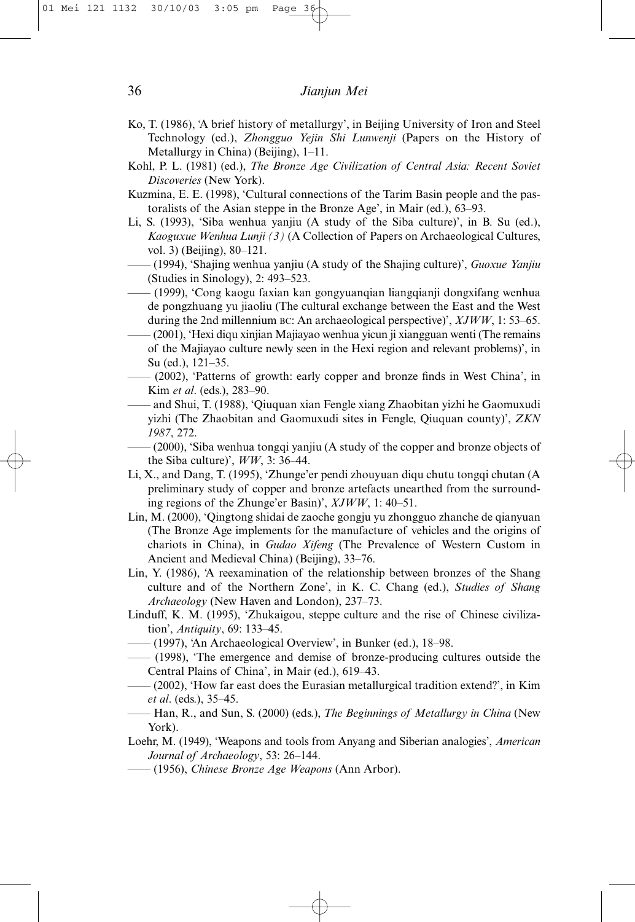Ko, T. (1986), 'A brief history of metallurgy', in Beijing University of Iron and Steel Technology (ed.), *Zhongguo Yejin Shi Lunwenji* (Papers on the History of Metallurgy in China) (Beijing), 1–11.

Kohl, P. L. (1981) (ed.), *The Bronze Age Civilization of Central Asia: Recent Soviet Discoveries* (New York).

Kuzmina, E. E. (1998), 'Cultural connections of the Tarim Basin people and the pastoralists of the Asian steppe in the Bronze Age', in Mair (ed.), 63–93.

Li, S. (1993), 'Siba wenhua yanjiu (A study of the Siba culture)', in B. Su (ed.), *Kaoguxue Wenhua Lunji (3)* (A Collection of Papers on Archaeological Cultures, vol. 3) (Beijing), 80–121.

—— (1994), 'Shajing wenhua yanjiu (A study of the Shajing culture)', *Guoxue Yanjiu* (Studies in Sinology), 2: 493–523.

—— (1999), 'Cong kaogu faxian kan gongyuanqian liangqianji dongxifang wenhua de pongzhuang yu jiaoliu (The cultural exchange between the East and the West during the 2nd millennium BC: An archaeological perspective)', *XJWW*, 1: 53–65.

—— (2001), 'Hexi diqu xinjian Majiayao wenhua yicun ji xiangguan wenti (The remains of the Majiayao culture newly seen in the Hexi region and relevant problems)', in Su (ed.), 121–35.

—— (2002), 'Patterns of growth: early copper and bronze finds in West China', in Kim *et al*. (eds.), 283–90.

—— and Shui, T. (1988), 'Qiuquan xian Fengle xiang Zhaobitan yizhi he Gaomuxudi yizhi (The Zhaobitan and Gaomuxudi sites in Fengle, Qiuquan county)', *ZKN 1987*, 272.

—— (2000), 'Siba wenhua tongqi yanjiu (A study of the copper and bronze objects of the Siba culture)', *WW*, 3: 36–44.

Li, X., and Dang, T. (1995), 'Zhunge'er pendi zhouyuan diqu chutu tongqi chutan (A preliminary study of copper and bronze artefacts unearthed from the surrounding regions of the Zhunge'er Basin)', *XJWW*, 1: 40–51.

Lin, M. (2000), 'Qingtong shidai de zaoche gongju yu zhongguo zhanche de qianyuan (The Bronze Age implements for the manufacture of vehicles and the origins of chariots in China), in *Gudao Xifeng* (The Prevalence of Western Custom in Ancient and Medieval China) (Beijing), 33–76.

Lin, Y. (1986), 'A reexamination of the relationship between bronzes of the Shang culture and of the Northern Zone', in K. C. Chang (ed.), *Studies of Shang Archaeology* (New Haven and London), 237–73.

Linduff, K. M. (1995), 'Zhukaigou, steppe culture and the rise of Chinese civilization', *Antiquity*, 69: 133–45.

—— (1997), 'An Archaeological Overview', in Bunker (ed.), 18–98.

—— (1998), 'The emergence and demise of bronze-producing cultures outside the Central Plains of China', in Mair (ed.), 619–43.

—— (2002), 'How far east does the Eurasian metallurgical tradition extend?', in Kim *et al*. (eds.), 35–45.

—— Han, R., and Sun, S. (2000) (eds.), *The Beginnings of Metallurgy in China* (New York).

Loehr, M. (1949), 'Weapons and tools from Anyang and Siberian analogies', *American Journal of Archaeology*, 53: 26–144.

—— (1956), *Chinese Bronze Age Weapons* (Ann Arbor).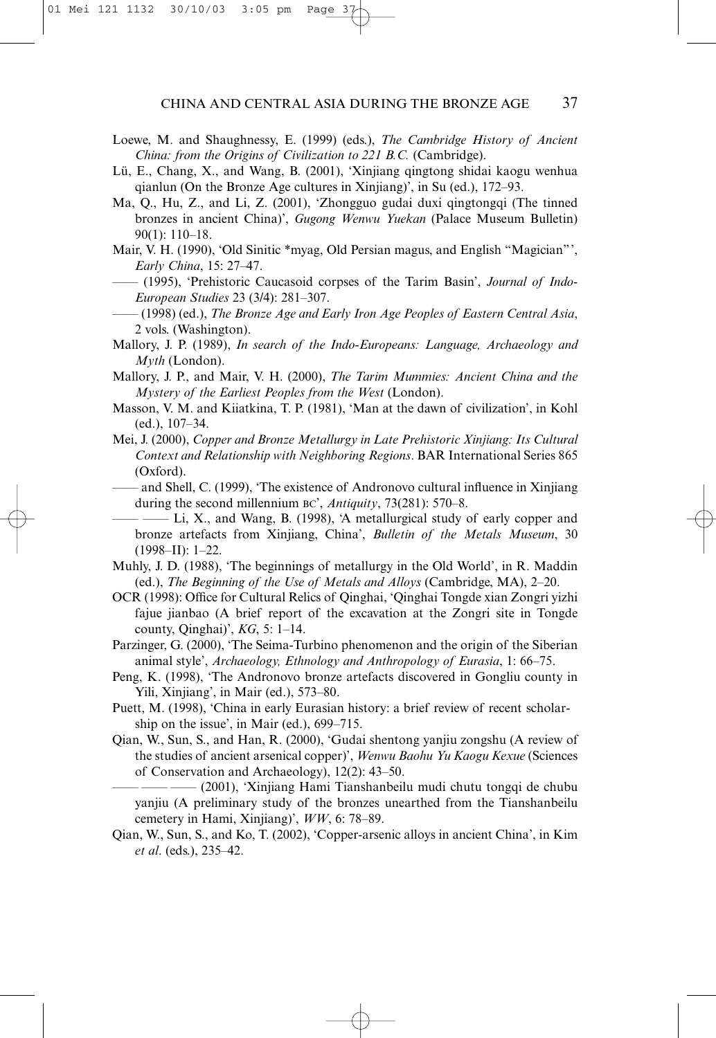Loewe, M. and Shaughnessy, E. (1999) (eds.), *The Cambridge History of Ancient China: from the Origins of Civilization to 221 B.C.* (Cambridge).

Lü, E., Chang, X., and Wang, B. (2001), 'Xinjiang qingtong shidai kaogu wenhua qianlun (On the Bronze Age cultures in Xinjiang)', in Su (ed.), 172–93.

Ma, Q., Hu, Z., and Li, Z. (2001), 'Zhongguo gudai duxi qingtongqi (The tinned bronzes in ancient China)', *Gugong Wenwu Yuekan* (Palace Museum Bulletin) 90(1): 110–18.

Mair, V. H. (1990), 'Old Sinitic *myag, Old Persian magus, and English "Magician"', *Early China*, 15: 27–47.

—— (1995), 'Prehistoric Caucasoid corpses of the Tarim Basin', *Journal of Indo-European Studies* 23 (3/4): 281–307.

—— (1998) (ed.), *The Bronze Age and Early Iron Age Peoples of Eastern Central Asia*, 2 vols. (Washington).

Mallory, J. P. (1989), *In search of the Indo-Europeans: Language, Archaeology and Myth* (London).

Mallory, J. P., and Mair, V. H. (2000), *The Tarim Mummies: Ancient China and the Mystery of the Earliest Peoples from the West* (London).

Masson, V. M. and Kiiatkina, T. P. (1981), 'Man at the dawn of civilization', in Kohl (ed.), 107–34.

Mei, J. (2000), *Copper and Bronze Metallurgy in Late Prehistoric Xinjiang: Its Cultural Context and Relationship with Neighboring Regions*. BAR International Series 865 (Oxford).

—— and Shell, C. (1999), 'The existence of Andronovo cultural influence in Xinjiang during the second millennium BC', *Antiquity*, 73(281): 570–8.

—— —— Li, X., and Wang, B. (1998), 'A metallurgical study of early copper and bronze artefacts from Xinjiang, China', *Bulletin of the Metals Museum*, 30 (1998–II): 1–22.

Muhly, J. D. (1988), 'The beginnings of metallurgy in the Old World', in R. Maddin (ed.), *The Beginning of the Use of Metals and Alloys* (Cambridge, MA), 2–20.

OCR (1998): Office for Cultural Relics of Qinghai, 'Qinghai Tongde xian Zongri yizhi fajue jianbao (A brief report of the excavation at the Zongri site in Tongde county, Qinghai)', *KG*, 5: 1–14.

Parzinger, G. (2000), 'The Seima-Turbino phenomenon and the origin of the Siberian animal style', *Archaeology, Ethnology and Anthropology of Eurasia*, 1: 66–75.

Peng, K. (1998), 'The Andronovo bronze artefacts discovered in Gongliu county in Yili, Xinjiang', in Mair (ed.), 573–80.

Puett, M. (1998), 'China in early Eurasian history: a brief review of recent scholarship on the issue', in Mair (ed.), 699–715.

Qian, W., Sun, S., and Han, R. (2000), 'Gudai shentong yanjiu zongshu (A review of the studies of ancient arsenical copper)', *Wenwu Baohu Yu Kaogu Kexue* (Sciences of Conservation and Archaeology), 12(2): 43–50.

—— —— —— (2001), 'Xinjiang Hami Tianshanbeilu mudi chutu tongqi de chubu yanjiu (A preliminary study of the bronzes unearthed from the Tianshanbeilu cemetery in Hami, Xinjiang)', *WW*, 6: 78–89.

Qian, W., Sun, S., and Ko, T. (2002), 'Copper-arsenic alloys in ancient China', in Kim *et al*. (eds.), 235–42.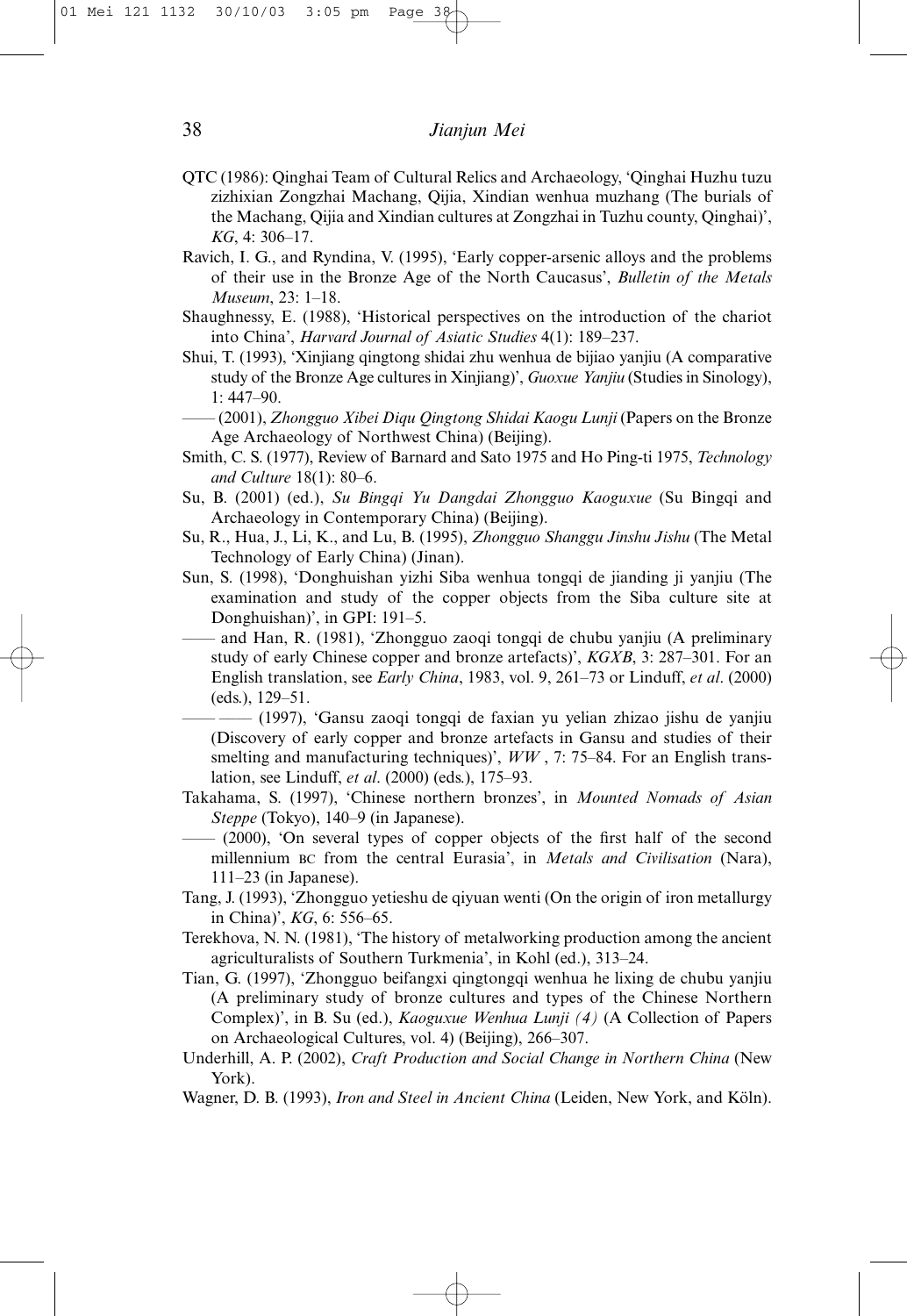QTC (1986): Qinghai Team of Cultural Relics and Archaeology, 'Qinghai Huzhu tuzu zizhixian Zongzhai Machang, Qijia, Xindian wenhua muzhang (The burials of the Machang, Qijia and Xindian cultures at Zongzhai in Tuzhu county, Qinghai)', *KG*, 4: 306–17.

Ravich, I. G., and Ryndina, V. (1995), 'Early copper-arsenic alloys and the problems of their use in the Bronze Age of the North Caucasus', *Bulletin of the Metals Museum*, 23: 1–18.

Shaughnessy, E. (1988), 'Historical perspectives on the introduction of the chariot into China', *Harvard Journal of Asiatic Studies* 4(1): 189–237.

Shui, T. (1993), 'Xinjiang qingtong shidai zhu wenhua de bijiao yanjiu (A comparative study of the Bronze Age cultures in Xinjiang)', *Guoxue Yanjiu* (Studies in Sinology), 1: 447–90.

—— (2001), *Zhongguo Xibei Diqu Qingtong Shidai Kaogu Lunji* (Papers on the Bronze Age Archaeology of Northwest China) (Beijing).

Smith, C. S. (1977), Review of Barnard and Sato 1975 and Ho Ping-ti 1975, *Technology and Culture* 18(1): 80–6.

Su, B. (2001) (ed.), *Su Bingqi Yu Dangdai Zhongguo Kaoguxue* (Su Bingqi and Archaeology in Contemporary China) (Beijing).

Su, R., Hua, J., Li, K., and Lu, B. (1995), *Zhongguo Shanggu Jinshu Jishu* (The Metal Technology of Early China) (Jinan).

Sun, S. (1998), 'Donghuishan yizhi Siba wenhua tongqi de jianding ji yanjiu (The examination and study of the copper objects from the Siba culture site at Donghuishan)', in GPI: 191–5.

—— and Han, R. (1981), 'Zhongguo zaoqi tongqi de chubu yanjiu (A preliminary study of early Chinese copper and bronze artefacts)', *KGXB*, 3: 287–301. For an English translation, see *Early China*, 1983, vol. 9, 261–73 or Linduff, *et al*. (2000) (eds.), 129–51.

—— —— (1997), 'Gansu zaoqi tongqi de faxian yu yelian zhizao jishu de yanjiu (Discovery of early copper and bronze artefacts in Gansu and studies of their smelting and manufacturing techniques)', *WW* , 7: 75–84. For an English translation, see Linduff, *et al*. (2000) (eds.), 175–93.

Takahama, S. (1997), 'Chinese northern bronzes', in *Mounted Nomads of Asian Steppe* (Tokyo), 140–9 (in Japanese).

—— (2000), 'On several types of copper objects of the first half of the second millennium BC from the central Eurasia', in *Metals and Civilisation* (Nara), 111–23 (in Japanese).

Tang, J. (1993), 'Zhongguo yetieshu de qiyuan wenti (On the origin of iron metallurgy in China)', *KG*, 6: 556–65.

Terekhova, N. N. (1981), 'The history of metalworking production among the ancient agriculturalists of Southern Turkmenia', in Kohl (ed.), 313–24.

Tian, G. (1997), 'Zhongguo beifangxi qingtongqi wenhua he lixing de chubu yanjiu (A preliminary study of bronze cultures and types of the Chinese Northern Complex)', in B. Su (ed.), *Kaoguxue Wenhua Lunji (4)* (A Collection of Papers on Archaeological Cultures, vol. 4) (Beijing), 266–307.

Underhill, A. P. (2002), *Craft Production and Social Change in Northern China* (New York).

Wagner, D. B. (1993), *Iron and Steel in Ancient China* (Leiden, New York, and Köln).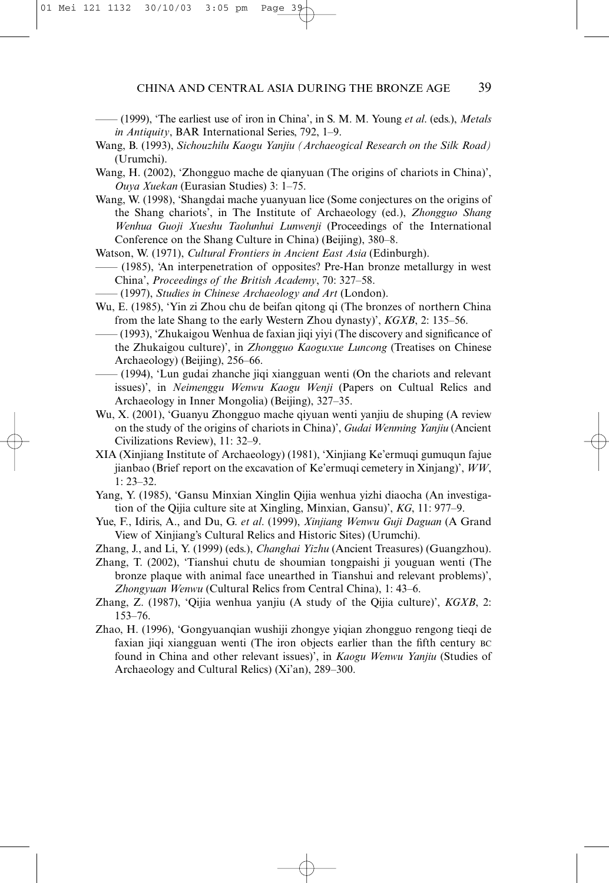—— (1999), 'The earliest use of iron in China', in S. M. M. Young *et al*. (eds.), *Metals in Antiquity*, BAR International Series, 792, 1–9.

Wang, B. (1993), *Sichouzhilu Kaogu Yanjiu (Archaeogical Research on the Silk Road)* (Urumchi).

Wang, H. (2002), 'Zhongguo mache de qianyuan (The origins of chariots in China)', *Ouya Xuekan* (Eurasian Studies) 3: 1–75.

Wang, W. (1998), 'Shangdai mache yuanyuan lice (Some conjectures on the origins of the Shang chariots', in The Institute of Archaeology (ed.), *Zhongguo Shang Wenhua Guoji Xueshu Taolunhui Lunwenji* (Proceedings of the International Conference on the Shang Culture in China) (Beijing), 380–8.

Watson, W. (1971), *Cultural Frontiers in Ancient East Asia* (Edinburgh).

—— (1985), 'An interpenetration of opposites? Pre-Han bronze metallurgy in west China', *Proceedings of the British Academy*, 70: 327–58.

—— (1997), *Studies in Chinese Archaeology and Art* (London).

Wu, E. (1985), 'Yin zi Zhou chu de beifan qitong qi (The bronzes of northern China from the late Shang to the early Western Zhou dynasty)', *KGXB*, 2: 135–56.

—— (1993), 'Zhukaigou Wenhua de faxian jiqi yiyi (The discovery and significance of the Zhukaigou culture)', in *Zhongguo Kaoguxue Luncong* (Treatises on Chinese Archaeology) (Beijing), 256–66.

—— (1994), 'Lun gudai zhanche jiqi xiangguan wenti (On the chariots and relevant issues)', in *Neimenggu Wenwu Kaogu Wenji* (Papers on Cultual Relics and Archaeology in Inner Mongolia) (Beijing), 327–35.

Wu, X. (2001), 'Guanyu Zhongguo mache qiyuan wenti yanjiu de shuping (A review on the study of the origins of chariots in China)', *Gudai Wenming Yanjiu* (Ancient Civilizations Review), 11: 32–9.

XIA (Xinjiang Institute of Archaeology) (1981), 'Xinjiang Ke'ermuqi gumuqun fajue jianbao (Brief report on the excavation of Ke'ermuqi cemetery in Xinjang)', *WW*, 1: 23–32.

Yang, Y. (1985), 'Gansu Minxian Xinglin Qijia wenhua yizhi diaocha (An investigation of the Qijia culture site at Xingling, Minxian, Gansu)', *KG*, 11: 977–9.

Yue, F., Idiris, A., and Du, G. *et al*. (1999), *Xinjiang Wenwu Guji Daguan* (A Grand View of Xinjiang's Cultural Relics and Historic Sites) (Urumchi).

Zhang, J., and Li, Y. (1999) (eds.), *Changhai Yizhu* (Ancient Treasures) (Guangzhou).

Zhang, T. (2002), 'Tianshui chutu de shoumian tongpaishi ji youguan wenti (The bronze plaque with animal face unearthed in Tianshui and relevant problems)', *Zhongyuan Wenwu* (Cultural Relics from Central China), 1: 43–6.

Zhang, Z. (1987), 'Qijia wenhua yanjiu (A study of the Qijia culture)', *KGXB*, 2: 153–76.

Zhao, H. (1996), 'Gongyuanqian wushiji zhongye yiqian zhongguo rengong tieqi de faxian jiqi xiangguan wenti (The iron objects earlier than the fifth century BC found in China and other relevant issues)', in *Kaogu Wenwu Yanjiu* (Studies of Archaeology and Cultural Relics) (Xi'an), 289–300.